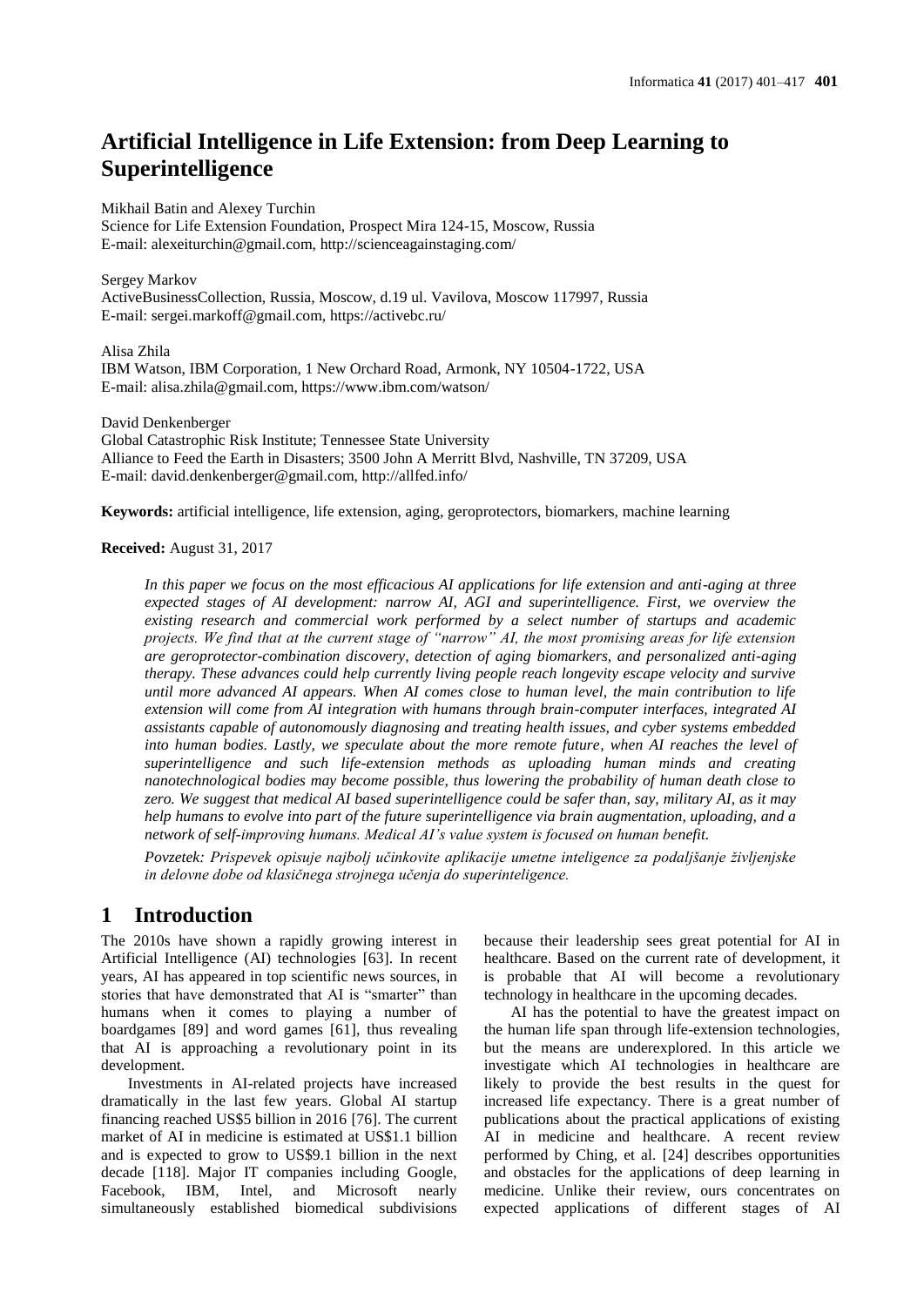# Artificial Intelligence in Life Extension: from Deep Learning to Superintelligence

Mikhail Batin and Alexey Turchin
Science for Life Extension Foundation, Prospect Mira 124-15, Moscow, Russia
E-mail: alexeiturchin@gmail.com, http://scienceagainstaging.com/

Sergey Markov
ActiveBusinessCollection, Russia, Moscow, d.19 ul. Vavilova, Moscow 117997, Russia
E-mail: sergei.markoff@gmail.com, https://activebc.ru/

Alisa Zhila
IBM Watson, IBM Corporation, 1 New Orchard Road, Armonk, NY 10504-1722, USA
E-mail: alisa.zhila@gmail.com, https://www.ibm.com/watson/

David Denkenberger
Global Catastrophic Risk Institute; Tennessee State University
Alliance to Feed the Earth in Disasters; 3500 John A Merritt Blvd, Nashville, TN 37209, USA
E-mail: david.denkenberger@gmail.com, http://allfed.info/

**Keywords:** artificial intelligence, life extension, aging, geroprotectors, biomarkers, machine learning

**Received:** August 31, 2017

*In this paper we focus on the most efficacious AI applications for life extension and anti-aging at three expected stages of AI development: narrow AI, AGI and superintelligence. First, we overview the existing research and commercial work performed by a select number of startups and academic projects. We find that at the current stage of "narrow" AI, the most promising areas for life extension are geroprotector-combination discovery, detection of aging biomarkers, and personalized anti-aging therapy. These advances could help currently living people reach longevity escape velocity and survive until more advanced AI appears. When AI comes close to human level, the main contribution to life extension will come from AI integration with humans through brain-computer interfaces, integrated AI assistants capable of autonomously diagnosing and treating health issues, and cyber systems embedded into human bodies. Lastly, we speculate about the more remote future, when AI reaches the level of superintelligence and such life-extension methods as uploading human minds and creating nanotechnological bodies may become possible, thus lowering the probability of human death close to zero. We suggest that medical AI based superintelligence could be safer than, say, military AI, as it may help humans to evolve into part of the future superintelligence via brain augmentation, uploading, and a network of self-improving humans. Medical AI's value system is focused on human benefit.*

*Povzetek: Prispevek opisuje najbolj učinkovite aplikacije umetne inteligence za podaljšanje življenjske in delovne dobe od klasičnega strojnega učenja do superinteligence.*

## 1 Introduction

The 2010s have shown a rapidly growing interest in Artificial Intelligence (AI) technologies [63]. In recent years, AI has appeared in top scientific news sources, in stories that have demonstrated that AI is "smarter" than humans when it comes to playing a number of boardgames [89] and word games [61], thus revealing that AI is approaching a revolutionary point in its development.

Investments in AI-related projects have increased dramatically in the last few years. Global AI startup financing reached US$5 billion in 2016 [76]. The current market of AI in medicine is estimated at US$1.1 billion and is expected to grow to US$9.1 billion in the next decade [118]. Major IT companies including Google, Facebook, IBM, Intel, and Microsoft nearly simultaneously established biomedical subdivisions because their leadership sees great potential for AI in healthcare. Based on the current rate of development, it is probable that AI will become a revolutionary technology in healthcare in the upcoming decades.

AI has the potential to have the greatest impact on the human life span through life-extension technologies, but the means are underexplored. In this article we investigate which AI technologies in healthcare are likely to provide the best results in the quest for increased life expectancy. There is a great number of publications about the practical applications of existing AI in medicine and healthcare. A recent review performed by Ching, et al. [24] describes opportunities and obstacles for the applications of deep learning in medicine. Unlike their review, ours concentrates on expected applications of different stages of AI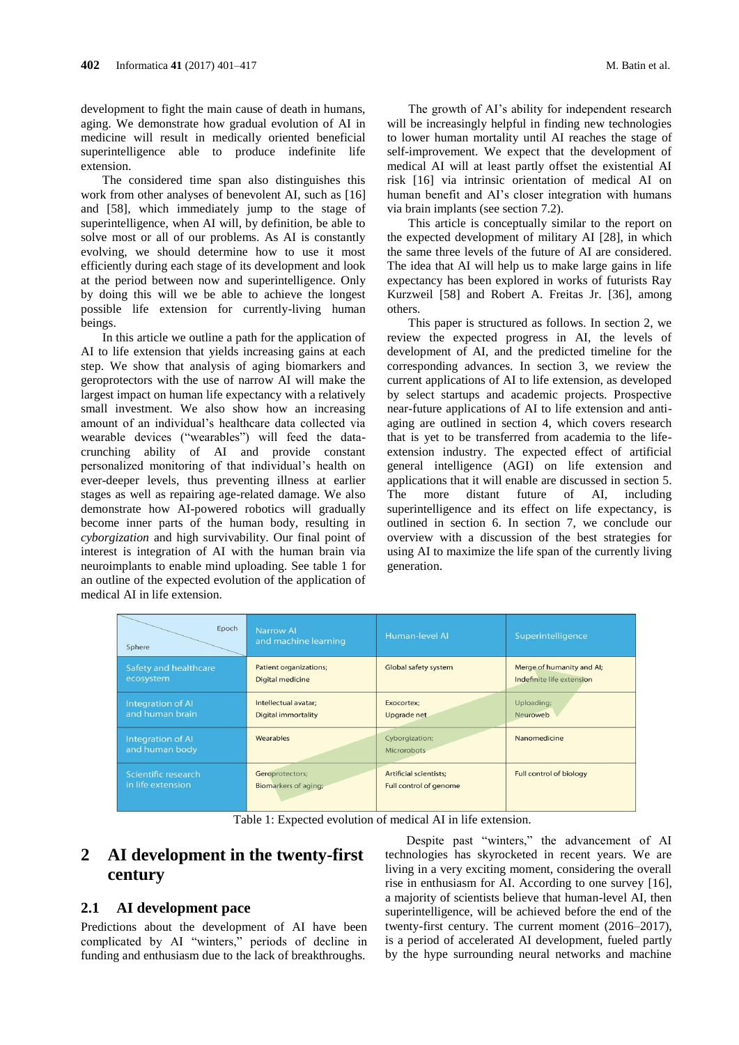development to fight the main cause of death in humans, aging. We demonstrate how gradual evolution of AI in medicine will result in medically oriented beneficial superintelligence able to produce indefinite life extension.

The considered time span also distinguishes this work from other analyses of benevolent AI, such as [16] and [58], which immediately jump to the stage of superintelligence, when AI will, by definition, be able to solve most or all of our problems. As AI is constantly evolving, we should determine how to use it most efficiently during each stage of its development and look at the period between now and superintelligence. Only by doing this will we be able to achieve the longest possible life extension for currently-living human beings.

In this article we outline a path for the application of AI to life extension that yields increasing gains at each step. We show that analysis of aging biomarkers and geroprotectors with the use of narrow AI will make the largest impact on human life expectancy with a relatively small investment. We also show how an increasing amount of an individual's healthcare data collected via wearable devices ("wearables") will feed the data-crunching ability of AI and provide constant personalized monitoring of that individual's health on ever-deeper levels, thus preventing illness at earlier stages as well as repairing age-related damage. We also demonstrate how AI-powered robotics will gradually become inner parts of the human body, resulting in *cyborgization* and high survivability. Our final point of interest is integration of AI with the human brain via neuroimplants to enable mind uploading. See table 1 for an outline of the expected evolution of the application of medical AI in life extension.

The growth of AI's ability for independent research will be increasingly helpful in finding new technologies to lower human mortality until AI reaches the stage of self-improvement. We expect that the development of medical AI will at least partly offset the existential AI risk [16] via intrinsic orientation of medical AI on human benefit and AI's closer integration with humans via brain implants (see section 7.2).

This article is conceptually similar to the report on the expected development of military AI [28], in which the same three levels of the future of AI are considered. The idea that AI will help us to make large gains in life expectancy has been explored in works of futurists Ray Kurzweil [58] and Robert A. Freitas Jr. [36], among others.

This paper is structured as follows. In section 2, we review the expected progress in AI, the levels of development of AI, and the predicted timeline for the corresponding advances. In section 3, we review the current applications of AI to life extension, as developed by select startups and academic projects. Prospective near-future applications of AI to life extension and anti-aging are outlined in section 4, which covers research that is yet to be transferred from academia to the life-extension industry. The expected effect of artificial general intelligence (AGI) on life extension and applications that it will enable are discussed in section 5. The more distant future of AI, including superintelligence and its effect on life expectancy, is outlined in section 6. In section 7, we conclude our overview with a discussion of the best strategies for using AI to maximize the life span of the currently living generation.

| Sphere \ Epoch | Narrow AI and machine learning | Human-level AI | Superintelligence |
|---|---|---|---|
| Safety and healthcare ecosystem | Patient organizations; Digital medicine | Global safety system | Merge of humanity and AI; Indefinite life extension |
| Integration of AI and human brain | Intellectual avatar; Digital immortality | Exocortex; Upgrade net | Uploading; Neuroweb |
| Integration of AI and human body | Wearables | Cyborgization; Microrobots | Nanomedicine |
| Scientific research in life extension | Geroprotectors; Biomarkers of aging; | Artificial scientists; Full control of genome | Full control of biology |

Table 1: Expected evolution of medical AI in life extension.

## 2 AI development in the twenty-first century

### 2.1 AI development pace

Predictions about the development of AI have been complicated by AI "winters," periods of decline in funding and enthusiasm due to the lack of breakthroughs.

Despite past "winters," the advancement of AI technologies has skyrocketed in recent years. We are living in a very exciting moment, considering the overall rise in enthusiasm for AI. According to one survey [16], a majority of scientists believe that human-level AI, then superintelligence, will be achieved before the end of the twenty-first century. The current moment (2016–2017), is a period of accelerated AI development, fueled partly by the hype surrounding neural networks and machine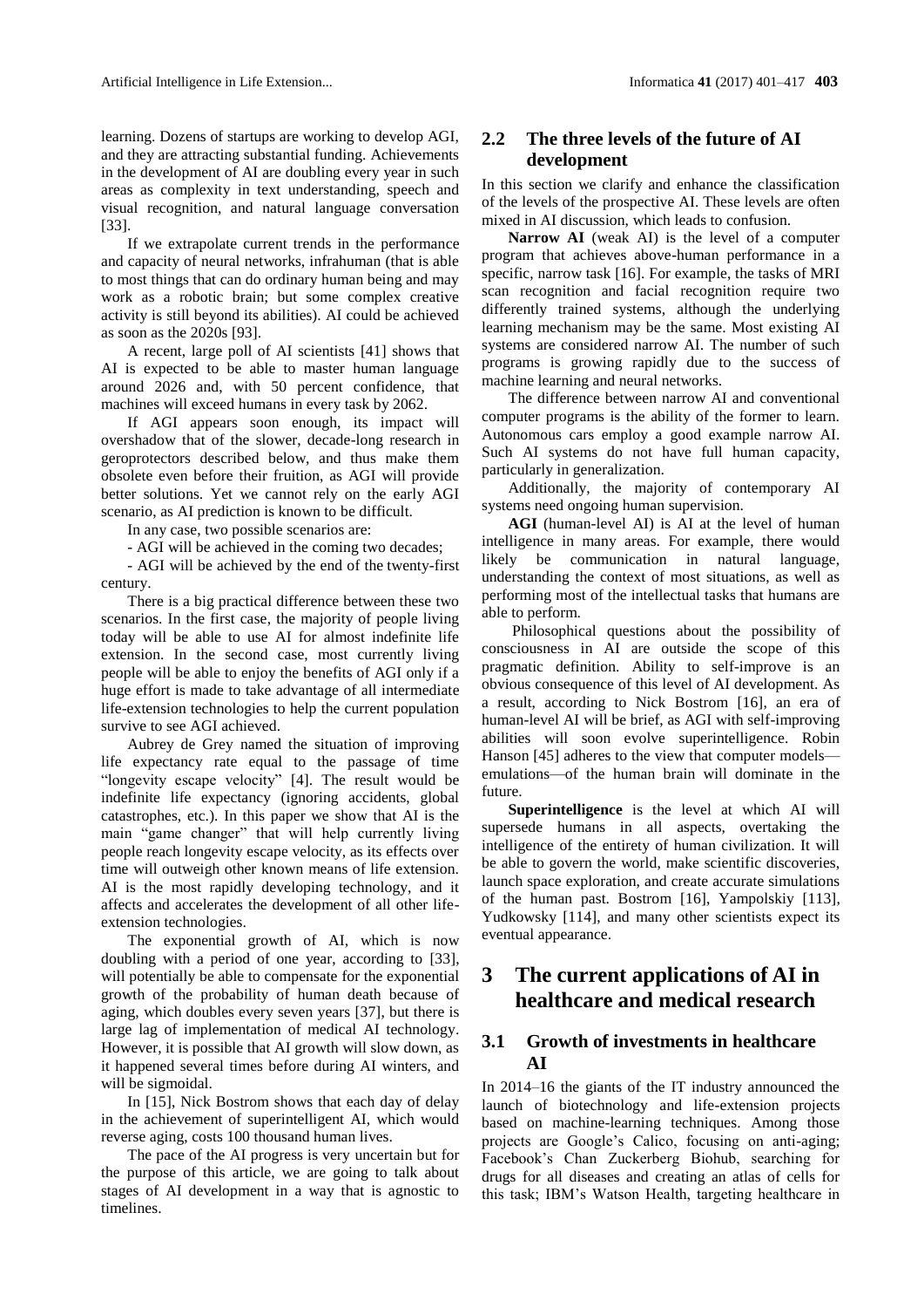learning. Dozens of startups are working to develop AGI, and they are attracting substantial funding. Achievements in the development of AI are doubling every year in such areas as complexity in text understanding, speech and visual recognition, and natural language conversation [33].

If we extrapolate current trends in the performance and capacity of neural networks, infrahuman (that is able to most things that can do ordinary human being and may work as a robotic brain; but some complex creative activity is still beyond its abilities). AI could be achieved as soon as the 2020s [93].

A recent, large poll of AI scientists [41] shows that AI is expected to be able to master human language around 2026 and, with 50 percent confidence, that machines will exceed humans in every task by 2062.

If AGI appears soon enough, its impact will overshadow that of the slower, decade-long research in geroprotectors described below, and thus make them obsolete even before their fruition, as AGI will provide better solutions. Yet we cannot rely on the early AGI scenario, as AI prediction is known to be difficult.

In any case, two possible scenarios are:

- AGI will be achieved in the coming two decades;

- AGI will be achieved by the end of the twenty-first century.

There is a big practical difference between these two scenarios. In the first case, the majority of people living today will be able to use AI for almost indefinite life extension. In the second case, most currently living people will be able to enjoy the benefits of AGI only if a huge effort is made to take advantage of all intermediate life-extension technologies to help the current population survive to see AGI achieved.

Aubrey de Grey named the situation of improving life expectancy rate equal to the passage of time "longevity escape velocity" [4]. The result would be indefinite life expectancy (ignoring accidents, global catastrophes, etc.). In this paper we show that AI is the main "game changer" that will help currently living people reach longevity escape velocity, as its effects over time will outweigh other known means of life extension. AI is the most rapidly developing technology, and it affects and accelerates the development of all other life-extension technologies.

The exponential growth of AI, which is now doubling with a period of one year, according to [33], will potentially be able to compensate for the exponential growth of the probability of human death because of aging, which doubles every seven years [37], but there is large lag of implementation of medical AI technology. However, it is possible that AI growth will slow down, as it happened several times before during AI winters, and will be sigmoidal.

In [15], Nick Bostrom shows that each day of delay in the achievement of superintelligent AI, which would reverse aging, costs 100 thousand human lives.

The pace of the AI progress is very uncertain but for the purpose of this article, we are going to talk about stages of AI development in a way that is agnostic to timelines.

## 2.2 The three levels of the future of AI development

In this section we clarify and enhance the classification of the levels of the prospective AI. These levels are often mixed in AI discussion, which leads to confusion.

**Narrow AI** (weak AI) is the level of a computer program that achieves above-human performance in a specific, narrow task [16]. For example, the tasks of MRI scan recognition and facial recognition require two differently trained systems, although the underlying learning mechanism may be the same. Most existing AI systems are considered narrow AI. The number of such programs is growing rapidly due to the success of machine learning and neural networks.

The difference between narrow AI and conventional computer programs is the ability of the former to learn. Autonomous cars employ a good example narrow AI. Such AI systems do not have full human capacity, particularly in generalization.

Additionally, the majority of contemporary AI systems need ongoing human supervision.

**AGI** (human-level AI) is AI at the level of human intelligence in many areas. For example, there would likely be communication in natural language, understanding the context of most situations, as well as performing most of the intellectual tasks that humans are able to perform.

Philosophical questions about the possibility of consciousness in AI are outside the scope of this pragmatic definition. Ability to self-improve is an obvious consequence of this level of AI development. As a result, according to Nick Bostrom [16], an era of human-level AI will be brief, as AGI with self-improving abilities will soon evolve superintelligence. Robin Hanson [45] adheres to the view that computer models—emulations—of the human brain will dominate in the future.

**Superintelligence** is the level at which AI will supersede humans in all aspects, overtaking the intelligence of the entirety of human civilization. It will be able to govern the world, make scientific discoveries, launch space exploration, and create accurate simulations of the human past. Bostrom [16], Yampolskiy [113], Yudkowsky [114], and many other scientists expect its eventual appearance.

# 3 The current applications of AI in healthcare and medical research

## 3.1 Growth of investments in healthcare AI

In 2014–16 the giants of the IT industry announced the launch of biotechnology and life-extension projects based on machine-learning techniques. Among those projects are Google's Calico, focusing on anti-aging; Facebook's Chan Zuckerberg Biohub, searching for drugs for all diseases and creating an atlas of cells for this task; IBM's Watson Health, targeting healthcare in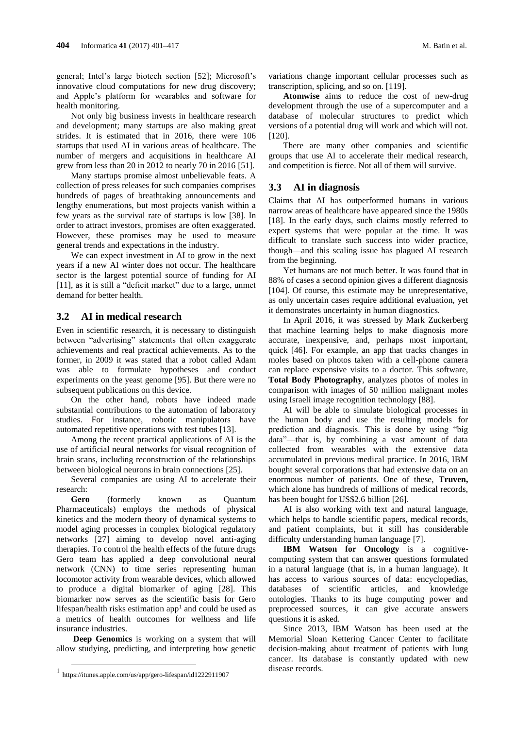general; Intel's large biotech section [52]; Microsoft's innovative cloud computations for new drug discovery; and Apple's platform for wearables and software for health monitoring.

Not only big business invests in healthcare research and development; many startups are also making great strides. It is estimated that in 2016, there were 106 startups that used AI in various areas of healthcare. The number of mergers and acquisitions in healthcare AI grew from less than 20 in 2012 to nearly 70 in 2016 [51].

Many startups promise almost unbelievable feats. A collection of press releases for such companies comprises hundreds of pages of breathtaking announcements and lengthy enumerations, but most projects vanish within a few years as the survival rate of startups is low [38]. In order to attract investors, promises are often exaggerated. However, these promises may be used to measure general trends and expectations in the industry.

We can expect investment in AI to grow in the next years if a new AI winter does not occur. The healthcare sector is the largest potential source of funding for AI [11], as it is still a "deficit market" due to a large, unmet demand for better health.

## 3.2 AI in medical research

Even in scientific research, it is necessary to distinguish between "advertising" statements that often exaggerate achievements and real practical achievements. As to the former, in 2009 it was stated that a robot called Adam was able to formulate hypotheses and conduct experiments on the yeast genome [95]. But there were no subsequent publications on this device.

On the other hand, robots have indeed made substantial contributions to the automation of laboratory studies. For instance, robotic manipulators have automated repetitive operations with test tubes [13].

Among the recent practical applications of AI is the use of artificial neural networks for visual recognition of brain scans, including reconstruction of the relationships between biological neurons in brain connections [25].

Several companies are using AI to accelerate their research:

**Gero** (formerly known as Quantum Pharmaceuticals) employs the methods of physical kinetics and the modern theory of dynamical systems to model aging processes in complex biological regulatory networks [27] aiming to develop novel anti-aging therapies. To control the health effects of the future drugs Gero team has applied a deep convolutional neural network (CNN) to time series representing human locomotor activity from wearable devices, which allowed to produce a digital biomarker of aging [28]. This biomarker now serves as the scientific basis for Gero lifespan/health risks estimation app[1] and could be used as a metrics of health outcomes for wellness and life insurance industries.

**Deep Genomics** is working on a system that will allow studying, predicting, and interpreting how genetic variations change important cellular processes such as transcription, splicing, and so on. [119].

**Atomwise** aims to reduce the cost of new-drug development through the use of a supercomputer and a database of molecular structures to predict which versions of a potential drug will work and which will not. [120].

There are many other companies and scientific groups that use AI to accelerate their medical research, and competition is fierce. Not all of them will survive.

## 3.3 AI in diagnosis

Claims that AI has outperformed humans in various narrow areas of healthcare have appeared since the 1980s [18]. In the early days, such claims mostly referred to expert systems that were popular at the time. It was difficult to translate such success into wider practice, though—and this scaling issue has plagued AI research from the beginning.

Yet humans are not much better. It was found that in 88% of cases a second opinion gives a different diagnosis [104]. Of course, this estimate may be unrepresentative, as only uncertain cases require additional evaluation, yet it demonstrates uncertainty in human diagnostics.

In April 2016, it was stressed by Mark Zuckerberg that machine learning helps to make diagnosis more accurate, inexpensive, and, perhaps most important, quick [46]. For example, an app that tracks changes in moles based on photos taken with a cell-phone camera can replace expensive visits to a doctor. This software, **Total Body Photography**, analyzes photos of moles in comparison with images of 50 million malignant moles using Israeli image recognition technology [88].

AI will be able to simulate biological processes in the human body and use the resulting models for prediction and diagnosis. This is done by using "big data"—that is, by combining a vast amount of data collected from wearables with the extensive data accumulated in previous medical practice. In 2016, IBM bought several corporations that had extensive data on an enormous number of patients. One of these, **Truven,** which alone has hundreds of millions of medical records, has been bought for US$2.6 billion [26].

AI is also working with text and natural language, which helps to handle scientific papers, medical records, and patient complaints, but it still has considerable difficulty understanding human language [7].

**IBM Watson for Oncology** is a cognitive-computing system that can answer questions formulated in a natural language (that is, in a human language). It has access to various sources of data: encyclopedias, databases of scientific articles, and knowledge ontologies. Thanks to its huge computing power and preprocessed sources, it can give accurate answers questions it is asked.

Since 2013, IBM Watson has been used at the Memorial Sloan Kettering Cancer Center to facilitate decision-making about treatment of patients with lung cancer. Its database is constantly updated with new disease records.

[1] https://itunes.apple.com/us/app/gero-lifespan/id1222911907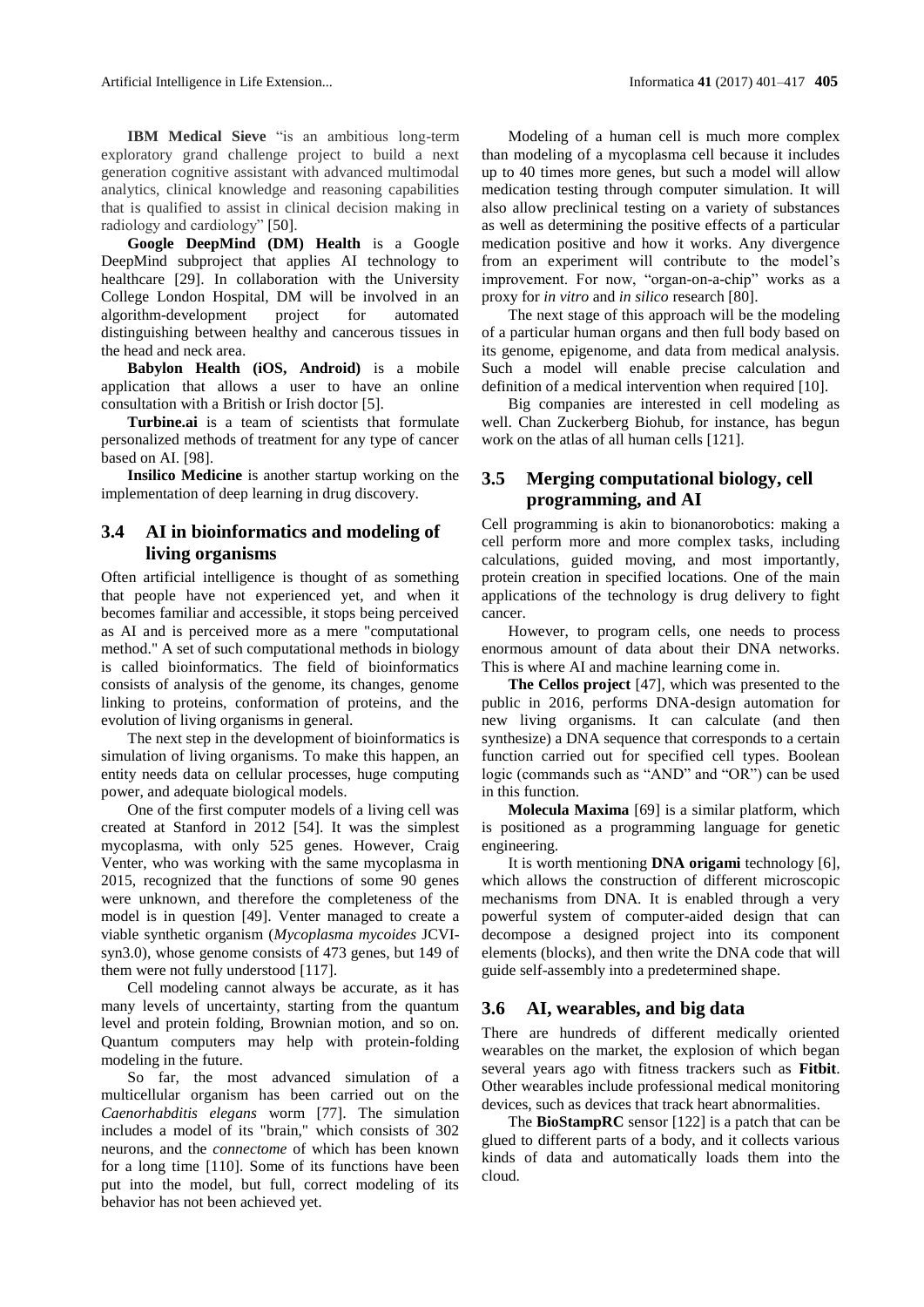**IBM Medical Sieve** "is an ambitious long-term exploratory grand challenge project to build a next generation cognitive assistant with advanced multimodal analytics, clinical knowledge and reasoning capabilities that is qualified to assist in clinical decision making in radiology and cardiology" [50].

**Google DeepMind (DM) Health** is a Google DeepMind subproject that applies AI technology to healthcare [29]. In collaboration with the University College London Hospital, DM will be involved in an algorithm-development project for automated distinguishing between healthy and cancerous tissues in the head and neck area.

**Babylon Health (iOS, Android)** is a mobile application that allows a user to have an online consultation with a British or Irish doctor [5].

**Turbine.ai** is a team of scientists that formulate personalized methods of treatment for any type of cancer based on AI. [98].

**Insilico Medicine** is another startup working on the implementation of deep learning in drug discovery.

### 3.4 AI in bioinformatics and modeling of living organisms

Often artificial intelligence is thought of as something that people have not experienced yet, and when it becomes familiar and accessible, it stops being perceived as AI and is perceived more as a mere "computational method." A set of such computational methods in biology is called bioinformatics. The field of bioinformatics consists of analysis of the genome, its changes, genome linking to proteins, conformation of proteins, and the evolution of living organisms in general.

The next step in the development of bioinformatics is simulation of living organisms. To make this happen, an entity needs data on cellular processes, huge computing power, and adequate biological models.

One of the first computer models of a living cell was created at Stanford in 2012 [54]. It was the simplest mycoplasma, with only 525 genes. However, Craig Venter, who was working with the same mycoplasma in 2015, recognized that the functions of some 90 genes were unknown, and therefore the completeness of the model is in question [49]. Venter managed to create a viable synthetic organism (*Mycoplasma mycoides* JCVI-syn3.0), whose genome consists of 473 genes, but 149 of them were not fully understood [117].

Cell modeling cannot always be accurate, as it has many levels of uncertainty, starting from the quantum level and protein folding, Brownian motion, and so on. Quantum computers may help with protein-folding modeling in the future.

So far, the most advanced simulation of a multicellular organism has been carried out on the *Caenorhabditis elegans* worm [77]. The simulation includes a model of its "brain," which consists of 302 neurons, and the *connectome* of which has been known for a long time [110]. Some of its functions have been put into the model, but full, correct modeling of its behavior has not been achieved yet.

Modeling of a human cell is much more complex than modeling of a mycoplasma cell because it includes up to 40 times more genes, but such a model will allow medication testing through computer simulation. It will also allow preclinical testing on a variety of substances as well as determining the positive effects of a particular medication positive and how it works. Any divergence from an experiment will contribute to the model's improvement. For now, "organ-on-a-chip" works as a proxy for *in vitro* and *in silico* research [80].

The next stage of this approach will be the modeling of a particular human organs and then full body based on its genome, epigenome, and data from medical analysis. Such a model will enable precise calculation and definition of a medical intervention when required [10].

Big companies are interested in cell modeling as well. Chan Zuckerberg Biohub, for instance, has begun work on the atlas of all human cells [121].

### 3.5 Merging computational biology, cell programming, and AI

Cell programming is akin to bionanorobotics: making a cell perform more and more complex tasks, including calculations, guided moving, and most importantly, protein creation in specified locations. One of the main applications of the technology is drug delivery to fight cancer.

However, to program cells, one needs to process enormous amount of data about their DNA networks. This is where AI and machine learning come in.

**The Cellos project** [47], which was presented to the public in 2016, performs DNA-design automation for new living organisms. It can calculate (and then synthesize) a DNA sequence that corresponds to a certain function carried out for specified cell types. Boolean logic (commands such as "AND" and "OR") can be used in this function.

**Molecula Maxima** [69] is a similar platform, which is positioned as a programming language for genetic engineering.

It is worth mentioning **DNA origami** technology [6], which allows the construction of different microscopic mechanisms from DNA. It is enabled through a very powerful system of computer-aided design that can decompose a designed project into its component elements (blocks), and then write the DNA code that will guide self-assembly into a predetermined shape.

### 3.6 AI, wearables, and big data

There are hundreds of different medically oriented wearables on the market, the explosion of which began several years ago with fitness trackers such as **Fitbit**. Other wearables include professional medical monitoring devices, such as devices that track heart abnormalities.

The **BioStampRC** sensor [122] is a patch that can be glued to different parts of a body, and it collects various kinds of data and automatically loads them into the cloud.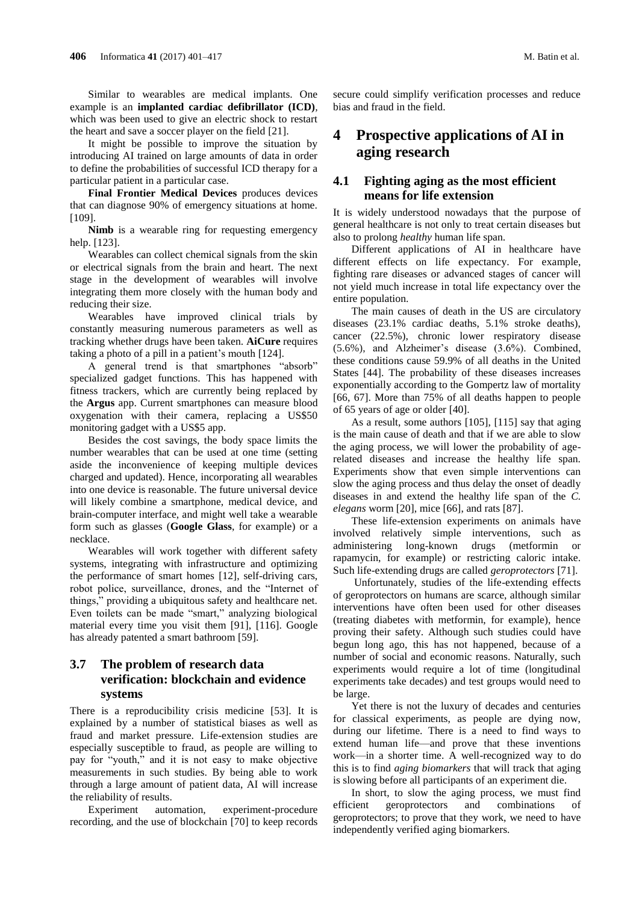Similar to wearables are medical implants. One example is an **implanted cardiac defibrillator (ICD)**, which was been used to give an electric shock to restart the heart and save a soccer player on the field [21].

It might be possible to improve the situation by introducing AI trained on large amounts of data in order to define the probabilities of successful ICD therapy for a particular patient in a particular case.

**Final Frontier Medical Devices** produces devices that can diagnose 90% of emergency situations at home. [109].

**Nimb** is a wearable ring for requesting emergency help. [123].

Wearables can collect chemical signals from the skin or electrical signals from the brain and heart. The next stage in the development of wearables will involve integrating them more closely with the human body and reducing their size.

Wearables have improved clinical trials by constantly measuring numerous parameters as well as tracking whether drugs have been taken. **AiCure** requires taking a photo of a pill in a patient's mouth [124].

A general trend is that smartphones "absorb" specialized gadget functions. This has happened with fitness trackers, which are currently being replaced by the **Argus** app. Current smartphones can measure blood oxygenation with their camera, replacing a US$50 monitoring gadget with a US$5 app.

Besides the cost savings, the body space limits the number wearables that can be used at one time (setting aside the inconvenience of keeping multiple devices charged and updated). Hence, incorporating all wearables into one device is reasonable. The future universal device will likely combine a smartphone, medical device, and brain-computer interface, and might well take a wearable form such as glasses (**Google Glass**, for example) or a necklace.

Wearables will work together with different safety systems, integrating with infrastructure and optimizing the performance of smart homes [12], self-driving cars, robot police, surveillance, drones, and the "Internet of things," providing a ubiquitous safety and healthcare net. Even toilets can be made "smart," analyzing biological material every time you visit them [91], [116]. Google has already patented a smart bathroom [59].

## 3.7 The problem of research data verification: blockchain and evidence systems

There is a reproducibility crisis medicine [53]. It is explained by a number of statistical biases as well as fraud and market pressure. Life-extension studies are especially susceptible to fraud, as people are willing to pay for "youth," and it is not easy to make objective measurements in such studies. By being able to work through a large amount of patient data, AI will increase the reliability of results.

Experiment automation, experiment-procedure recording, and the use of blockchain [70] to keep records secure could simplify verification processes and reduce bias and fraud in the field.

# 4 Prospective applications of AI in aging research

## 4.1 Fighting aging as the most efficient means for life extension

It is widely understood nowadays that the purpose of general healthcare is not only to treat certain diseases but also to prolong *healthy* human life span.

Different applications of AI in healthcare have different effects on life expectancy. For example, fighting rare diseases or advanced stages of cancer will not yield much increase in total life expectancy over the entire population.

The main causes of death in the US are circulatory diseases (23.1% cardiac deaths, 5.1% stroke deaths), cancer (22.5%), chronic lower respiratory disease (5.6%), and Alzheimer's disease (3.6%). Combined, these conditions cause 59.9% of all deaths in the United States [44]. The probability of these diseases increases exponentially according to the Gompertz law of mortality [66, 67]. More than 75% of all deaths happen to people of 65 years of age or older [40].

As a result, some authors [105], [115] say that aging is the main cause of death and that if we are able to slow the aging process, we will lower the probability of age-related diseases and increase the healthy life span. Experiments show that even simple interventions can slow the aging process and thus delay the onset of deadly diseases in and extend the healthy life span of the *C. elegans* worm [20], mice [66], and rats [87].

These life-extension experiments on animals have involved relatively simple interventions, such as administering long-known drugs (metformin or rapamycin, for example) or restricting caloric intake. Such life-extending drugs are called *geroprotectors* [71].

Unfortunately, studies of the life-extending effects of geroprotectors on humans are scarce, although similar interventions have often been used for other diseases (treating diabetes with metformin, for example), hence proving their safety. Although such studies could have begun long ago, this has not happened, because of a number of social and economic reasons. Naturally, such experiments would require a lot of time (longitudinal experiments take decades) and test groups would need to be large.

Yet there is not the luxury of decades and centuries for classical experiments, as people are dying now, during our lifetime. There is a need to find ways to extend human life—and prove that these inventions work—in a shorter time. A well-recognized way to do this is to find *aging biomarkers* that will track that aging is slowing before all participants of an experiment die.

In short, to slow the aging process, we must find efficient geroprotectors and combinations of geroprotectors; to prove that they work, we need to have independently verified aging biomarkers.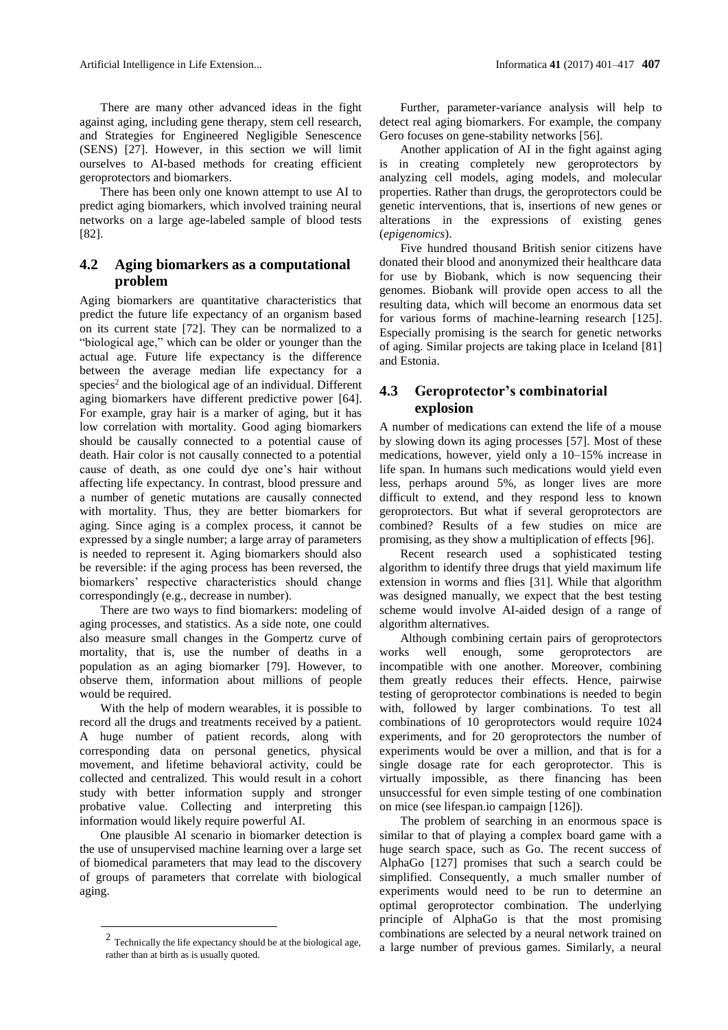There are many other advanced ideas in the fight against aging, including gene therapy, stem cell research, and Strategies for Engineered Negligible Senescence (SENS) [27]. However, in this section we will limit ourselves to AI-based methods for creating efficient geroprotectors and biomarkers.

There has been only one known attempt to use AI to predict aging biomarkers, which involved training neural networks on a large age-labeled sample of blood tests [82].

## 4.2 Aging biomarkers as a computational problem

Aging biomarkers are quantitative characteristics that predict the future life expectancy of an organism based on its current state [72]. They can be normalized to a "biological age," which can be older or younger than the actual age. Future life expectancy is the difference between the average median life expectancy for a species[2] and the biological age of an individual. Different aging biomarkers have different predictive power [64]. For example, gray hair is a marker of aging, but it has low correlation with mortality. Good aging biomarkers should be causally connected to a potential cause of death. Hair color is not causally connected to a potential cause of death, as one could dye one's hair without affecting life expectancy. In contrast, blood pressure and a number of genetic mutations are causally connected with mortality. Thus, they are better biomarkers for aging. Since aging is a complex process, it cannot be expressed by a single number; a large array of parameters is needed to represent it. Aging biomarkers should also be reversible: if the aging process has been reversed, the biomarkers' respective characteristics should change correspondingly (e.g., decrease in number).

There are two ways to find biomarkers: modeling of aging processes, and statistics. As a side note, one could also measure small changes in the Gompertz curve of mortality, that is, use the number of deaths in a population as an aging biomarker [79]. However, to observe them, information about millions of people would be required.

With the help of modern wearables, it is possible to record all the drugs and treatments received by a patient. A huge number of patient records, along with corresponding data on personal genetics, physical movement, and lifetime behavioral activity, could be collected and centralized. This would result in a cohort study with better information supply and stronger probative value. Collecting and interpreting this information would likely require powerful AI.

One plausible AI scenario in biomarker detection is the use of unsupervised machine learning over a large set of biomedical parameters that may lead to the discovery of groups of parameters that correlate with biological aging.

[2] Technically the life expectancy should be at the biological age, rather than at birth as is usually quoted.

Further, parameter-variance analysis will help to detect real aging biomarkers. For example, the company Gero focuses on gene-stability networks [56].

Another application of AI in the fight against aging is in creating completely new geroprotectors by analyzing cell models, aging models, and molecular properties. Rather than drugs, the geroprotectors could be genetic interventions, that is, insertions of new genes or alterations in the expressions of existing genes (*epigenomics*).

Five hundred thousand British senior citizens have donated their blood and anonymized their healthcare data for use by Biobank, which is now sequencing their genomes. Biobank will provide open access to all the resulting data, which will become an enormous data set for various forms of machine-learning research [125]. Especially promising is the search for genetic networks of aging. Similar projects are taking place in Iceland [81] and Estonia.

## 4.3 Geroprotector's combinatorial explosion

A number of medications can extend the life of a mouse by slowing down its aging processes [57]. Most of these medications, however, yield only a 10–15% increase in life span. In humans such medications would yield even less, perhaps around 5%, as longer lives are more difficult to extend, and they respond less to known geroprotectors. But what if several geroprotectors are combined? Results of a few studies on mice are promising, as they show a multiplication of effects [96].

Recent research used a sophisticated testing algorithm to identify three drugs that yield maximum life extension in worms and flies [31]. While that algorithm was designed manually, we expect that the best testing scheme would involve AI-aided design of a range of algorithm alternatives.

Although combining certain pairs of geroprotectors works well enough, some geroprotectors are incompatible with one another. Moreover, combining them greatly reduces their effects. Hence, pairwise testing of geroprotector combinations is needed to begin with, followed by larger combinations. To test all combinations of 10 geroprotectors would require 1024 experiments, and for 20 geroprotectors the number of experiments would be over a million, and that is for a single dosage rate for each geroprotector. This is virtually impossible, as there financing has been unsuccessful for even simple testing of one combination on mice (see lifespan.io campaign [126]).

The problem of searching in an enormous space is similar to that of playing a complex board game with a huge search space, such as Go. The recent success of AlphaGo [127] promises that such a search could be simplified. Consequently, a much smaller number of experiments would need to be run to determine an optimal geroprotector combination. The underlying principle of AlphaGo is that the most promising combinations are selected by a neural network trained on a large number of previous games. Similarly, a neural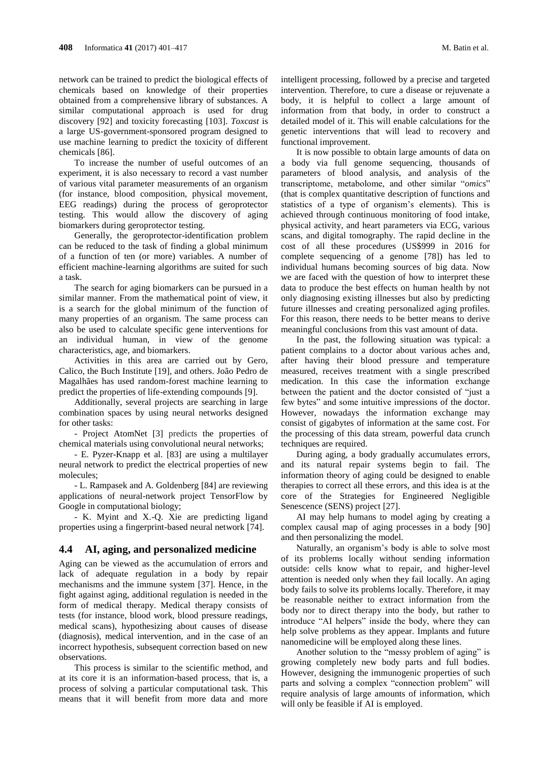network can be trained to predict the biological effects of chemicals based on knowledge of their properties obtained from a comprehensive library of substances. A similar computational approach is used for drug discovery [92] and toxicity forecasting [103]. *Toxcast* is a large US-government-sponsored program designed to use machine learning to predict the toxicity of different chemicals [86].

To increase the number of useful outcomes of an experiment, it is also necessary to record a vast number of various vital parameter measurements of an organism (for instance, blood composition, physical movement, EEG readings) during the process of geroprotector testing. This would allow the discovery of aging biomarkers during geroprotector testing.

Generally, the geroprotector-identification problem can be reduced to the task of finding a global minimum of a function of ten (or more) variables. A number of efficient machine-learning algorithms are suited for such a task.

The search for aging biomarkers can be pursued in a similar manner. From the mathematical point of view, it is a search for the global minimum of the function of many properties of an organism. The same process can also be used to calculate specific gene interventions for an individual human, in view of the genome characteristics, age, and biomarkers.

Activities in this area are carried out by Gero, Calico, the Buch Institute [19], and others. João Pedro de Magalhães has used random-forest machine learning to predict the properties of life-extending compounds [9].

Additionally, several projects are searching in large combination spaces by using neural networks designed for other tasks:

- Project AtomNet [3] predicts the properties of chemical materials using convolutional neural networks;

- E. Pyzer-Knapp et al. [83] are using a multilayer neural network to predict the electrical properties of new molecules;

- L. Rampasek and A. Goldenberg [84] are reviewing applications of neural-network project TensorFlow by Google in computational biology;

- K. Myint and X.-Q. Xie are predicting ligand properties using a fingerprint-based neural network [74].

## 4.4 AI, aging, and personalized medicine

Aging can be viewed as the accumulation of errors and lack of adequate regulation in a body by repair mechanisms and the immune system [37]. Hence, in the fight against aging, additional regulation is needed in the form of medical therapy. Medical therapy consists of tests (for instance, blood work, blood pressure readings, medical scans), hypothesizing about causes of disease (diagnosis), medical intervention, and in the case of an incorrect hypothesis, subsequent correction based on new observations.

This process is similar to the scientific method, and at its core it is an information-based process, that is, a process of solving a particular computational task. This means that it will benefit from more data and more intelligent processing, followed by a precise and targeted intervention. Therefore, to cure a disease or rejuvenate a body, it is helpful to collect a large amount of information from that body, in order to construct a detailed model of it. This will enable calculations for the genetic interventions that will lead to recovery and functional improvement.

It is now possible to obtain large amounts of data on a body via full genome sequencing, thousands of parameters of blood analysis, and analysis of the transcriptome, metabolome, and other similar "*omics*" (that is complex quantitative description of functions and statistics of a type of organism's elements). This is achieved through continuous monitoring of food intake, physical activity, and heart parameters via ECG, various scans, and digital tomography. The rapid decline in the cost of all these procedures (US$999 in 2016 for complete sequencing of a genome [78]) has led to individual humans becoming sources of big data. Now we are faced with the question of how to interpret these data to produce the best effects on human health by not only diagnosing existing illnesses but also by predicting future illnesses and creating personalized aging profiles. For this reason, there needs to be better means to derive meaningful conclusions from this vast amount of data.

In the past, the following situation was typical: a patient complains to a doctor about various aches and, after having their blood pressure and temperature measured, receives treatment with a single prescribed medication. In this case the information exchange between the patient and the doctor consisted of "just a few bytes" and some intuitive impressions of the doctor. However, nowadays the information exchange may consist of gigabytes of information at the same cost. For the processing of this data stream, powerful data crunch techniques are required.

During aging, a body gradually accumulates errors, and its natural repair systems begin to fail. The information theory of aging could be designed to enable therapies to correct all these errors, and this idea is at the core of the Strategies for Engineered Negligible Senescence (SENS) project [27].

AI may help humans to model aging by creating a complex causal map of aging processes in a body [90] and then personalizing the model.

Naturally, an organism's body is able to solve most of its problems locally without sending information outside: cells know what to repair, and higher-level attention is needed only when they fail locally. An aging body fails to solve its problems locally. Therefore, it may be reasonable neither to extract information from the body nor to direct therapy into the body, but rather to introduce "AI helpers" inside the body, where they can help solve problems as they appear. Implants and future nanomedicine will be employed along these lines.

Another solution to the "messy problem of aging" is growing completely new body parts and full bodies. However, designing the immunogenic properties of such parts and solving a complex "connection problem" will require analysis of large amounts of information, which will only be feasible if AI is employed.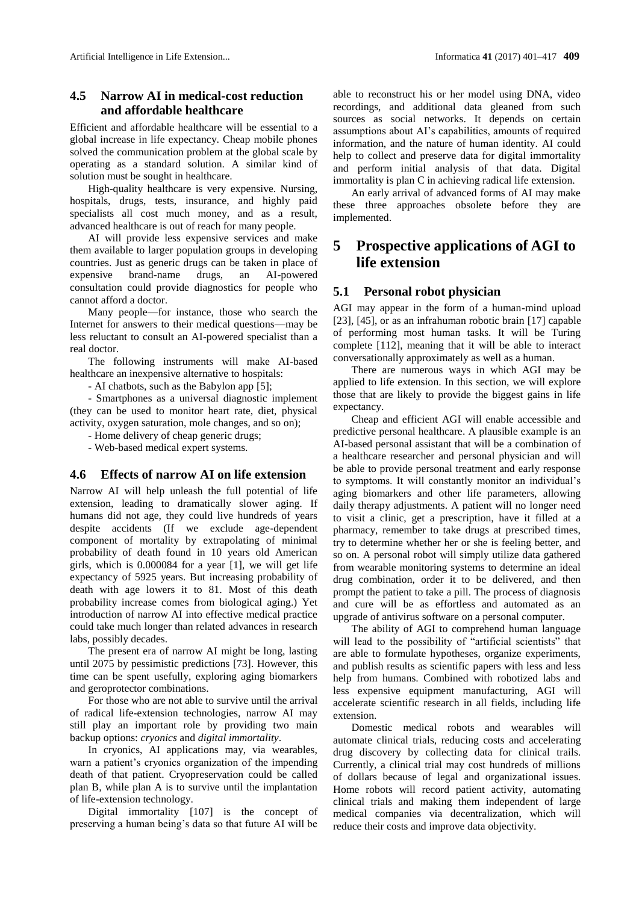### 4.5 Narrow AI in medical-cost reduction and affordable healthcare

Efficient and affordable healthcare will be essential to a global increase in life expectancy. Cheap mobile phones solved the communication problem at the global scale by operating as a standard solution. A similar kind of solution must be sought in healthcare.

High-quality healthcare is very expensive. Nursing, hospitals, drugs, tests, insurance, and highly paid specialists all cost much money, and as a result, advanced healthcare is out of reach for many people.

AI will provide less expensive services and make them available to larger population groups in developing countries. Just as generic drugs can be taken in place of expensive brand-name drugs, an AI-powered consultation could provide diagnostics for people who cannot afford a doctor.

Many people—for instance, those who search the Internet for answers to their medical questions—may be less reluctant to consult an AI-powered specialist than a real doctor.

The following instruments will make AI-based healthcare an inexpensive alternative to hospitals:

- AI chatbots, such as the Babylon app [5];

- Smartphones as a universal diagnostic implement (they can be used to monitor heart rate, diet, physical activity, oxygen saturation, mole changes, and so on);

- Home delivery of cheap generic drugs;

- Web-based medical expert systems.

### 4.6 Effects of narrow AI on life extension

Narrow AI will help unleash the full potential of life extension, leading to dramatically slower aging. If humans did not age, they could live hundreds of years despite accidents (If we exclude age-dependent component of mortality by extrapolating of minimal probability of death found in 10 years old American girls, which is 0.000084 for a year [1], we will get life expectancy of 5925 years. But increasing probability of death with age lowers it to 81. Most of this death probability increase comes from biological aging.) Yet introduction of narrow AI into effective medical practice could take much longer than related advances in research labs, possibly decades.

The present era of narrow AI might be long, lasting until 2075 by pessimistic predictions [73]. However, this time can be spent usefully, exploring aging biomarkers and geroprotector combinations.

For those who are not able to survive until the arrival of radical life-extension technologies, narrow AI may still play an important role by providing two main backup options: *cryonics* and *digital immortality*.

In cryonics, AI applications may, via wearables, warn a patient's cryonics organization of the impending death of that patient. Cryopreservation could be called plan B, while plan A is to survive until the implantation of life-extension technology.

Digital immortality [107] is the concept of preserving a human being's data so that future AI will be able to reconstruct his or her model using DNA, video recordings, and additional data gleaned from such sources as social networks. It depends on certain assumptions about AI's capabilities, amounts of required information, and the nature of human identity. AI could help to collect and preserve data for digital immortality and perform initial analysis of that data. Digital immortality is plan C in achieving radical life extension.

An early arrival of advanced forms of AI may make these three approaches obsolete before they are implemented.

## 5 Prospective applications of AGI to life extension

### 5.1 Personal robot physician

AGI may appear in the form of a human-mind upload [23], [45], or as an infrahuman robotic brain [17] capable of performing most human tasks. It will be Turing complete [112], meaning that it will be able to interact conversationally approximately as well as a human.

There are numerous ways in which AGI may be applied to life extension. In this section, we will explore those that are likely to provide the biggest gains in life expectancy.

Cheap and efficient AGI will enable accessible and predictive personal healthcare. A plausible example is an AI-based personal assistant that will be a combination of a healthcare researcher and personal physician and will be able to provide personal treatment and early response to symptoms. It will constantly monitor an individual's aging biomarkers and other life parameters, allowing daily therapy adjustments. A patient will no longer need to visit a clinic, get a prescription, have it filled at a pharmacy, remember to take drugs at prescribed times, try to determine whether her or she is feeling better, and so on. A personal robot will simply utilize data gathered from wearable monitoring systems to determine an ideal drug combination, order it to be delivered, and then prompt the patient to take a pill. The process of diagnosis and cure will be as effortless and automated as an upgrade of antivirus software on a personal computer.

The ability of AGI to comprehend human language will lead to the possibility of "artificial scientists" that are able to formulate hypotheses, organize experiments, and publish results as scientific papers with less and less help from humans. Combined with robotized labs and less expensive equipment manufacturing, AGI will accelerate scientific research in all fields, including life extension.

Domestic medical robots and wearables will automate clinical trials, reducing costs and accelerating drug discovery by collecting data for clinical trails. Currently, a clinical trial may cost hundreds of millions of dollars because of legal and organizational issues. Home robots will record patient activity, automating clinical trials and making them independent of large medical companies via decentralization, which will reduce their costs and improve data objectivity.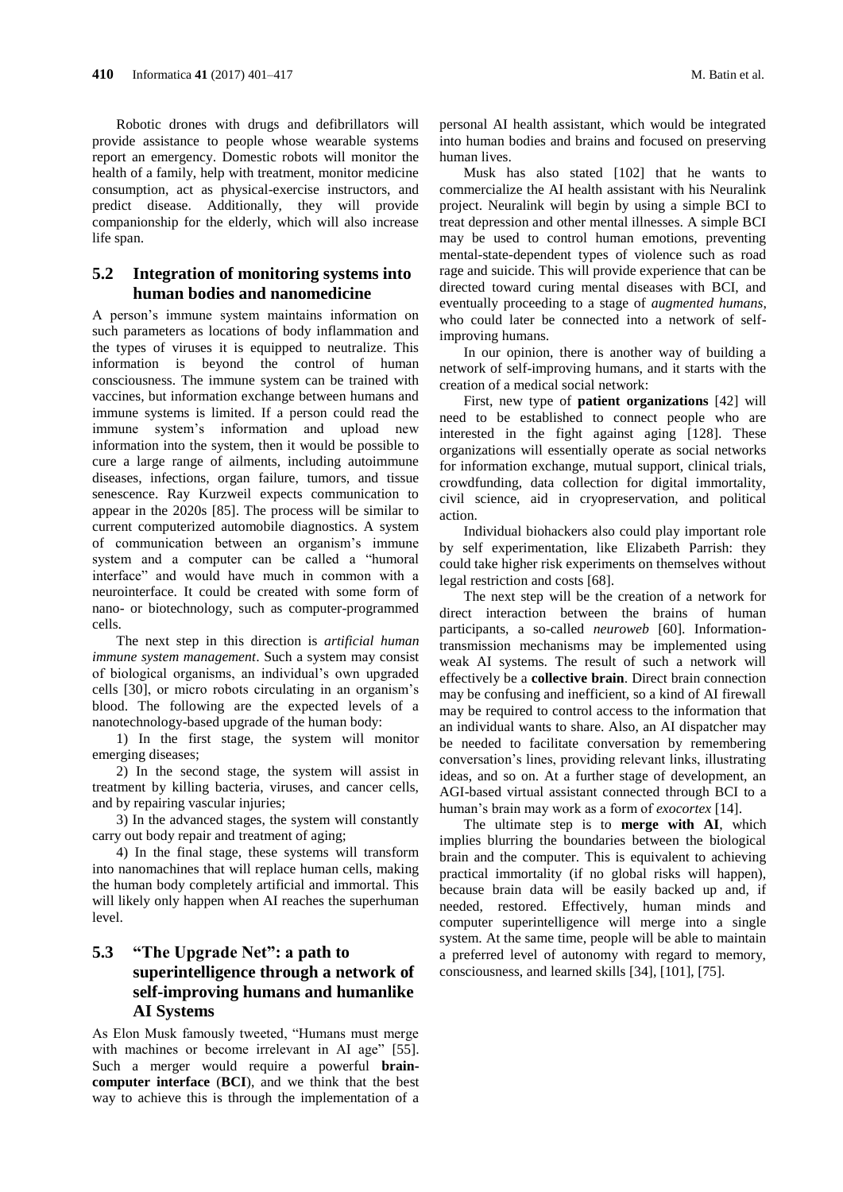Robotic drones with drugs and defibrillators will provide assistance to people whose wearable systems report an emergency. Domestic robots will monitor the health of a family, help with treatment, monitor medicine consumption, act as physical-exercise instructors, and predict disease. Additionally, they will provide companionship for the elderly, which will also increase life span.

## 5.2 Integration of monitoring systems into human bodies and nanomedicine

A person's immune system maintains information on such parameters as locations of body inflammation and the types of viruses it is equipped to neutralize. This information is beyond the control of human consciousness. The immune system can be trained with vaccines, but information exchange between humans and immune systems is limited. If a person could read the immune system's information and upload new information into the system, then it would be possible to cure a large range of ailments, including autoimmune diseases, infections, organ failure, tumors, and tissue senescence. Ray Kurzweil expects communication to appear in the 2020s [85]. The process will be similar to current computerized automobile diagnostics. A system of communication between an organism's immune system and a computer can be called a "humoral interface" and would have much in common with a neurointerface. It could be created with some form of nano- or biotechnology, such as computer-programmed cells.

The next step in this direction is *artificial human immune system management*. Such a system may consist of biological organisms, an individual's own upgraded cells [30], or micro robots circulating in an organism's blood. The following are the expected levels of a nanotechnology-based upgrade of the human body:

1) In the first stage, the system will monitor emerging diseases;

2) In the second stage, the system will assist in treatment by killing bacteria, viruses, and cancer cells, and by repairing vascular injuries;

3) In the advanced stages, the system will constantly carry out body repair and treatment of aging;

4) In the final stage, these systems will transform into nanomachines that will replace human cells, making the human body completely artificial and immortal. This will likely only happen when AI reaches the superhuman level.

## 5.3 "The Upgrade Net": a path to superintelligence through a network of self-improving humans and humanlike AI Systems

As Elon Musk famously tweeted, "Humans must merge with machines or become irrelevant in AI age" [55]. Such a merger would require a powerful **brain-computer interface** (**BCI**), and we think that the best way to achieve this is through the implementation of a personal AI health assistant, which would be integrated into human bodies and brains and focused on preserving human lives.

Musk has also stated [102] that he wants to commercialize the AI health assistant with his Neuralink project. Neuralink will begin by using a simple BCI to treat depression and other mental illnesses. A simple BCI may be used to control human emotions, preventing mental-state-dependent types of violence such as road rage and suicide. This will provide experience that can be directed toward curing mental diseases with BCI, and eventually proceeding to a stage of *augmented humans*, who could later be connected into a network of self-improving humans.

In our opinion, there is another way of building a network of self-improving humans, and it starts with the creation of a medical social network:

First, new type of **patient organizations** [42] will need to be established to connect people who are interested in the fight against aging [128]. These organizations will essentially operate as social networks for information exchange, mutual support, clinical trials, crowdfunding, data collection for digital immortality, civil science, aid in cryopreservation, and political action.

Individual biohackers also could play important role by self experimentation, like Elizabeth Parrish: they could take higher risk experiments on themselves without legal restriction and costs [68].

The next step will be the creation of a network for direct interaction between the brains of human participants, a so-called *neuroweb* [60]. Information-transmission mechanisms may be implemented using weak AI systems. The result of such a network will effectively be a **collective brain**. Direct brain connection may be confusing and inefficient, so a kind of AI firewall may be required to control access to the information that an individual wants to share. Also, an AI dispatcher may be needed to facilitate conversation by remembering conversation's lines, providing relevant links, illustrating ideas, and so on. At a further stage of development, an AGI-based virtual assistant connected through BCI to a human's brain may work as a form of *exocortex* [14].

The ultimate step is to **merge with AI**, which implies blurring the boundaries between the biological brain and the computer. This is equivalent to achieving practical immortality (if no global risks will happen), because brain data will be easily backed up and, if needed, restored. Effectively, human minds and computer superintelligence will merge into a single system. At the same time, people will be able to maintain a preferred level of autonomy with regard to memory, consciousness, and learned skills [34], [101], [75].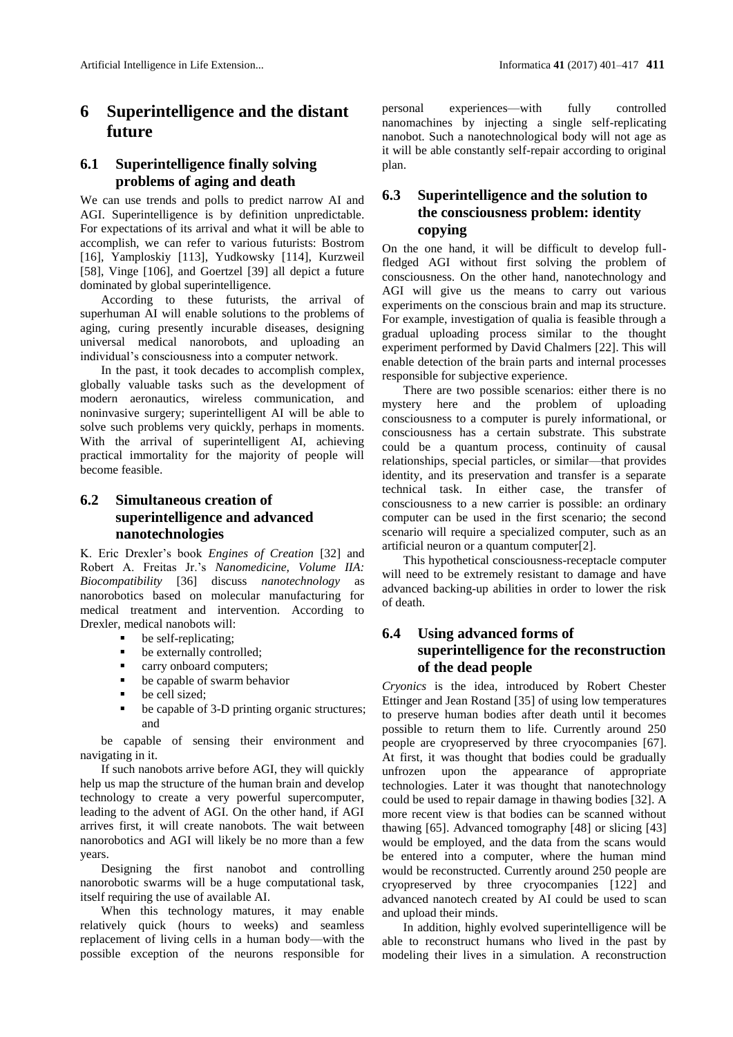# 6 Superintelligence and the distant future

## 6.1 Superintelligence finally solving problems of aging and death

We can use trends and polls to predict narrow AI and AGI. Superintelligence is by definition unpredictable. For expectations of its arrival and what it will be able to accomplish, we can refer to various futurists: Bostrom [16], Yamploskiy [113], Yudkowsky [114], Kurzweil [58], Vinge [106], and Goertzel [39] all depict a future dominated by global superintelligence.

According to these futurists, the arrival of superhuman AI will enable solutions to the problems of aging, curing presently incurable diseases, designing universal medical nanorobots, and uploading an individual's consciousness into a computer network.

In the past, it took decades to accomplish complex, globally valuable tasks such as the development of modern aeronautics, wireless communication, and noninvasive surgery; superintelligent AI will be able to solve such problems very quickly, perhaps in moments. With the arrival of superintelligent AI, achieving practical immortality for the majority of people will become feasible.

## 6.2 Simultaneous creation of superintelligence and advanced nanotechnologies

K. Eric Drexler's book *Engines of Creation* [32] and Robert A. Freitas Jr.'s *Nanomedicine, Volume IIA: Biocompatibility* [36] discuss *nanotechnology* as nanorobotics based on molecular manufacturing for medical treatment and intervention. According to Drexler, medical nanobots will:

- be self-replicating;
- be externally controlled;
- carry onboard computers;
- be capable of swarm behavior
- be cell sized;
- be capable of 3-D printing organic structures; and

be capable of sensing their environment and navigating in it.

If such nanobots arrive before AGI, they will quickly help us map the structure of the human brain and develop technology to create a very powerful supercomputer, leading to the advent of AGI. On the other hand, if AGI arrives first, it will create nanobots. The wait between nanorobotics and AGI will likely be no more than a few years.

Designing the first nanobot and controlling nanorobotic swarms will be a huge computational task, itself requiring the use of available AI.

When this technology matures, it may enable relatively quick (hours to weeks) and seamless replacement of living cells in a human body—with the possible exception of the neurons responsible for personal experiences—with fully controlled nanomachines by injecting a single self-replicating nanobot. Such a nanotechnological body will not age as it will be able constantly self-repair according to original plan.

## 6.3 Superintelligence and the solution to the consciousness problem: identity copying

On the one hand, it will be difficult to develop full-fledged AGI without first solving the problem of consciousness. On the other hand, nanotechnology and AGI will give us the means to carry out various experiments on the conscious brain and map its structure. For example, investigation of qualia is feasible through a gradual uploading process similar to the thought experiment performed by David Chalmers [22]. This will enable detection of the brain parts and internal processes responsible for subjective experience.

There are two possible scenarios: either there is no mystery here and the problem of uploading consciousness to a computer is purely informational, or consciousness has a certain substrate. This substrate could be a quantum process, continuity of causal relationships, special particles, or similar—that provides identity, and its preservation and transfer is a separate technical task. In either case, the transfer of consciousness to a new carrier is possible: an ordinary computer can be used in the first scenario; the second scenario will require a specialized computer, such as an artificial neuron or a quantum computer[2].

This hypothetical consciousness-receptacle computer will need to be extremely resistant to damage and have advanced backing-up abilities in order to lower the risk of death.

## 6.4 Using advanced forms of superintelligence for the reconstruction of the dead people

*Cryonics* is the idea, introduced by Robert Chester Ettinger and Jean Rostand [35] of using low temperatures to preserve human bodies after death until it becomes possible to return them to life. Currently around 250 people are cryopreserved by three cryocompanies [67]. At first, it was thought that bodies could be gradually unfrozen upon the appearance of appropriate technologies. Later it was thought that nanotechnology could be used to repair damage in thawing bodies [32]. A more recent view is that bodies can be scanned without thawing [65]. Advanced tomography [48] or slicing [43] would be employed, and the data from the scans would be entered into a computer, where the human mind would be reconstructed. Currently around 250 people are cryopreserved by three cryocompanies [122] and advanced nanotech created by AI could be used to scan and upload their minds.

In addition, highly evolved superintelligence will be able to reconstruct humans who lived in the past by modeling their lives in a simulation. A reconstruction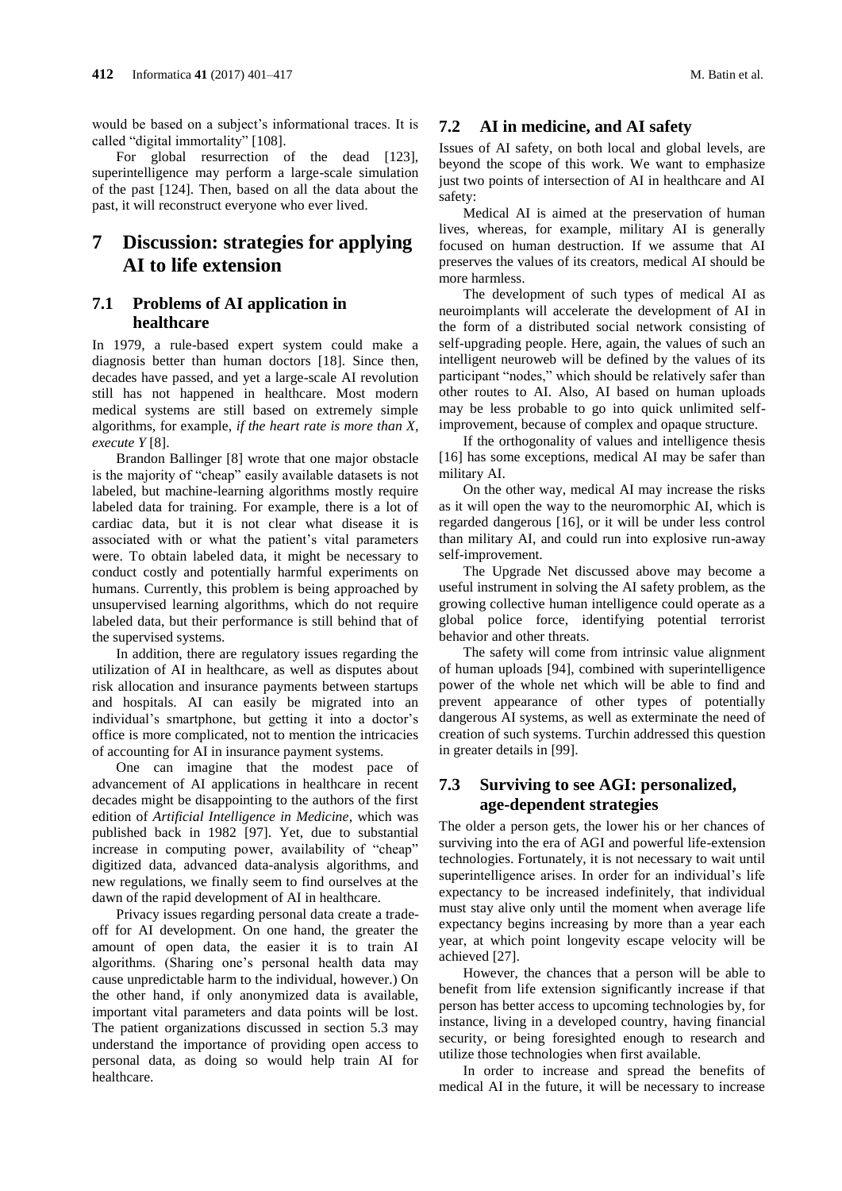would be based on a subject's informational traces. It is called "digital immortality" [108].

For global resurrection of the dead [123], superintelligence may perform a large-scale simulation of the past [124]. Then, based on all the data about the past, it will reconstruct everyone who ever lived.

# 7 Discussion: strategies for applying AI to life extension

## 7.1 Problems of AI application in healthcare

In 1979, a rule-based expert system could make a diagnosis better than human doctors [18]. Since then, decades have passed, and yet a large-scale AI revolution still has not happened in healthcare. Most modern medical systems are still based on extremely simple algorithms, for example, *if the heart rate is more than X, execute Y* [8].

Brandon Ballinger [8] wrote that one major obstacle is the majority of "cheap" easily available datasets is not labeled, but machine-learning algorithms mostly require labeled data for training. For example, there is a lot of cardiac data, but it is not clear what disease it is associated with or what the patient's vital parameters were. To obtain labeled data, it might be necessary to conduct costly and potentially harmful experiments on humans. Currently, this problem is being approached by unsupervised learning algorithms, which do not require labeled data, but their performance is still behind that of the supervised systems.

In addition, there are regulatory issues regarding the utilization of AI in healthcare, as well as disputes about risk allocation and insurance payments between startups and hospitals. AI can easily be migrated into an individual's smartphone, but getting it into a doctor's office is more complicated, not to mention the intricacies of accounting for AI in insurance payment systems.

One can imagine that the modest pace of advancement of AI applications in healthcare in recent decades might be disappointing to the authors of the first edition of *Artificial Intelligence in Medicine*, which was published back in 1982 [97]. Yet, due to substantial increase in computing power, availability of "cheap" digitized data, advanced data-analysis algorithms, and new regulations, we finally seem to find ourselves at the dawn of the rapid development of AI in healthcare.

Privacy issues regarding personal data create a trade-off for AI development. On one hand, the greater the amount of open data, the easier it is to train AI algorithms. (Sharing one's personal health data may cause unpredictable harm to the individual, however.) On the other hand, if only anonymized data is available, important vital parameters and data points will be lost. The patient organizations discussed in section 5.3 may understand the importance of providing open access to personal data, as doing so would help train AI for healthcare.

## 7.2 AI in medicine, and AI safety

Issues of AI safety, on both local and global levels, are beyond the scope of this work. We want to emphasize just two points of intersection of AI in healthcare and AI safety:

Medical AI is aimed at the preservation of human lives, whereas, for example, military AI is generally focused on human destruction. If we assume that AI preserves the values of its creators, medical AI should be more harmless.

The development of such types of medical AI as neuroimplants will accelerate the development of AI in the form of a distributed social network consisting of self-upgrading people. Here, again, the values of such an intelligent neuroweb will be defined by the values of its participant "nodes," which should be relatively safer than other routes to AI. Also, AI based on human uploads may be less probable to go into quick unlimited self-improvement, because of complex and opaque structure.

If the orthogonality of values and intelligence thesis [16] has some exceptions, medical AI may be safer than military AI.

On the other way, medical AI may increase the risks as it will open the way to the neuromorphic AI, which is regarded dangerous [16], or it will be under less control than military AI, and could run into explosive run-away self-improvement.

The Upgrade Net discussed above may become a useful instrument in solving the AI safety problem, as the growing collective human intelligence could operate as a global police force, identifying potential terrorist behavior and other threats.

The safety will come from intrinsic value alignment of human uploads [94], combined with superintelligence power of the whole net which will be able to find and prevent appearance of other types of potentially dangerous AI systems, as well as exterminate the need of creation of such systems. Turchin addressed this question in greater details in [99].

## 7.3 Surviving to see AGI: personalized, age-dependent strategies

The older a person gets, the lower his or her chances of surviving into the era of AGI and powerful life-extension technologies. Fortunately, it is not necessary to wait until superintelligence arises. In order for an individual's life expectancy to be increased indefinitely, that individual must stay alive only until the moment when average life expectancy begins increasing by more than a year each year, at which point longevity escape velocity will be achieved [27].

However, the chances that a person will be able to benefit from life extension significantly increase if that person has better access to upcoming technologies by, for instance, living in a developed country, having financial security, or being foresighted enough to research and utilize those technologies when first available.

In order to increase and spread the benefits of medical AI in the future, it will be necessary to increase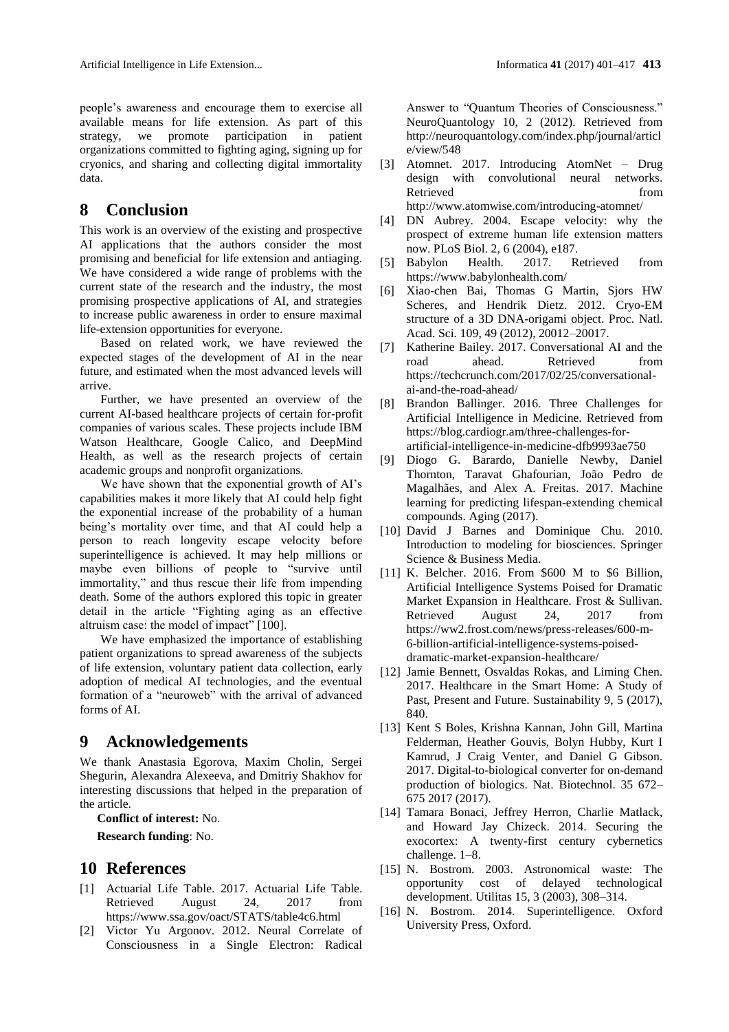people's awareness and encourage them to exercise all available means for life extension. As part of this strategy, we promote participation in patient organizations committed to fighting aging, signing up for cryonics, and sharing and collecting digital immortality data.

# 8 Conclusion

This work is an overview of the existing and prospective AI applications that the authors consider the most promising and beneficial for life extension and antiaging. We have considered a wide range of problems with the current state of the research and the industry, the most promising prospective applications of AI, and strategies to increase public awareness in order to ensure maximal life-extension opportunities for everyone.

Based on related work, we have reviewed the expected stages of the development of AI in the near future, and estimated when the most advanced levels will arrive.

Further, we have presented an overview of the current AI-based healthcare projects of certain for-profit companies of various scales. These projects include IBM Watson Healthcare, Google Calico, and DeepMind Health, as well as the research projects of certain academic groups and nonprofit organizations.

We have shown that the exponential growth of AI's capabilities makes it more likely that AI could help fight the exponential increase of the probability of a human being's mortality over time, and that AI could help a person to reach longevity escape velocity before superintelligence is achieved. It may help millions or maybe even billions of people to "survive until immortality," and thus rescue their life from impending death. Some of the authors explored this topic in greater detail in the article "Fighting aging as an effective altruism case: the model of impact" [100].

We have emphasized the importance of establishing patient organizations to spread awareness of the subjects of life extension, voluntary patient data collection, early adoption of medical AI technologies, and the eventual formation of a "neuroweb" with the arrival of advanced forms of AI.

# 9 Acknowledgements

We thank Anastasia Egorova, Maxim Cholin, Sergei Shegurin, Alexandra Alexeeva, and Dmitriy Shakhov for interesting discussions that helped in the preparation of the article.

**Conflict of interest:** No.

**Research funding**: No.

# 10 References

[1] Actuarial Life Table. 2017. Actuarial Life Table. Retrieved August 24, 2017 from https://www.ssa.gov/oact/STATS/table4c6.html

[2] Victor Yu Argonov. 2012. Neural Correlate of Consciousness in a Single Electron: Radical Answer to "Quantum Theories of Consciousness." NeuroQuantology 10, 2 (2012). Retrieved from http://neuroquantology.com/index.php/journal/article/view/548

[3] Atomnet. 2017. Introducing AtomNet – Drug design with convolutional neural networks. Retrieved from http://www.atomwise.com/introducing-atomnet/

[4] DN Aubrey. 2004. Escape velocity: why the prospect of extreme human life extension matters now. PLoS Biol. 2, 6 (2004), e187.

[5] Babylon Health. 2017. Retrieved from https://www.babylonhealth.com/

[6] Xiao-chen Bai, Thomas G Martin, Sjors HW Scheres, and Hendrik Dietz. 2012. Cryo-EM structure of a 3D DNA-origami object. Proc. Natl. Acad. Sci. 109, 49 (2012), 20012–20017.

[7] Katherine Bailey. 2017. Conversational AI and the road ahead. Retrieved from https://techcrunch.com/2017/02/25/conversational-ai-and-the-road-ahead/

[8] Brandon Ballinger. 2016. Three Challenges for Artificial Intelligence in Medicine. Retrieved from https://blog.cardiogr.am/three-challenges-for-artificial-intelligence-in-medicine-dfb9993ae750

[9] Diogo G. Barardo, Danielle Newby, Daniel Thornton, Taravat Ghafourian, João Pedro de Magalhães, and Alex A. Freitas. 2017. Machine learning for predicting lifespan-extending chemical compounds. Aging (2017).

[10] David J Barnes and Dominique Chu. 2010. Introduction to modeling for biosciences. Springer Science & Business Media.

[11] K. Belcher. 2016. From $600 M to $6 Billion, Artificial Intelligence Systems Poised for Dramatic Market Expansion in Healthcare. Frost & Sullivan. Retrieved August 24, 2017 from https://ww2.frost.com/news/press-releases/600-m-6-billion-artificial-intelligence-systems-poised-dramatic-market-expansion-healthcare/

[12] Jamie Bennett, Osvaldas Rokas, and Liming Chen. 2017. Healthcare in the Smart Home: A Study of Past, Present and Future. Sustainability 9, 5 (2017), 840.

[13] Kent S Boles, Krishna Kannan, John Gill, Martina Felderman, Heather Gouvis, Bolyn Hubby, Kurt I Kamrud, J Craig Venter, and Daniel G Gibson. 2017. Digital-to-biological converter for on-demand production of biologics. Nat. Biotechnol. 35 672–675 2017 (2017).

[14] Tamara Bonaci, Jeffrey Herron, Charlie Matlack, and Howard Jay Chizeck. 2014. Securing the exocortex: A twenty-first century cybernetics challenge. 1–8.

[15] N. Bostrom. 2003. Astronomical waste: The opportunity cost of delayed technological development. Utilitas 15, 3 (2003), 308–314.

[16] N. Bostrom. 2014. Superintelligence. Oxford University Press, Oxford.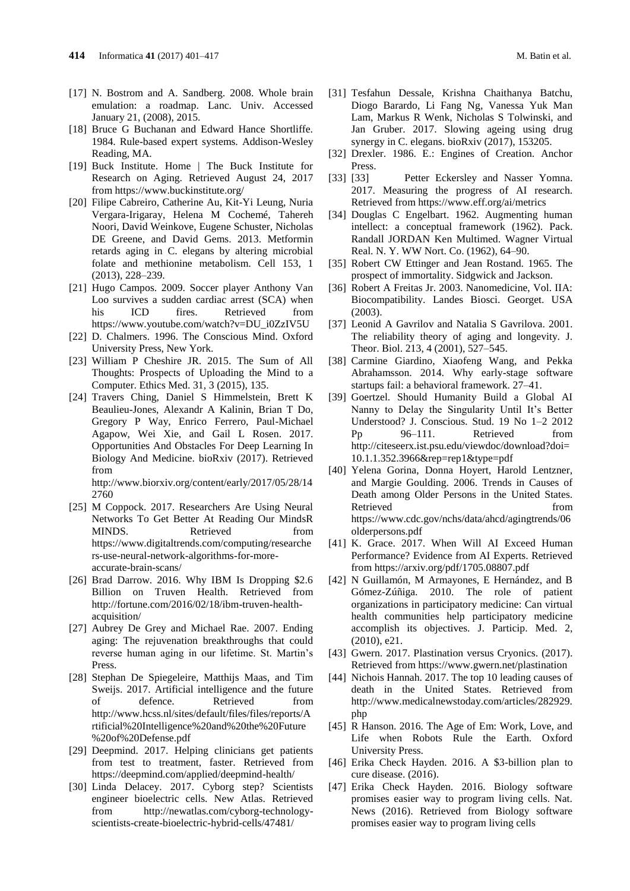[17] N. Bostrom and A. Sandberg. 2008. Whole brain emulation: a roadmap. Lanc. Univ. Accessed January 21, (2008), 2015.

[18] Bruce G Buchanan and Edward Hance Shortliffe. 1984. Rule-based expert systems. Addison-Wesley Reading, MA.

[19] Buck Institute. Home | The Buck Institute for Research on Aging. Retrieved August 24, 2017 from https://www.buckinstitute.org/

[20] Filipe Cabreiro, Catherine Au, Kit-Yi Leung, Nuria Vergara-Irigaray, Helena M Cochemé, Tahereh Noori, David Weinkove, Eugene Schuster, Nicholas DE Greene, and David Gems. 2013. Metformin retards aging in C. elegans by altering microbial folate and methionine metabolism. Cell 153, 1 (2013), 228–239.

[21] Hugo Campos. 2009. Soccer player Anthony Van Loo survives a sudden cardiac arrest (SCA) when his ICD fires. Retrieved from https://www.youtube.com/watch?v=DU_i0ZzIV5U

[22] D. Chalmers. 1996. The Conscious Mind. Oxford University Press, New York.

[23] William P Cheshire JR. 2015. The Sum of All Thoughts: Prospects of Uploading the Mind to a Computer. Ethics Med. 31, 3 (2015), 135.

[24] Travers Ching, Daniel S Himmelstein, Brett K Beaulieu-Jones, Alexandr A Kalinin, Brian T Do, Gregory P Way, Enrico Ferrero, Paul-Michael Agapow, Wei Xie, and Gail L Rosen. 2017. Opportunities And Obstacles For Deep Learning In Biology And Medicine. bioRxiv (2017). Retrieved from http://www.biorxiv.org/content/early/2017/05/28/142760

[25] M Coppock. 2017. Researchers Are Using Neural Networks To Get Better At Reading Our MindsR MINDS. Retrieved from https://www.digitaltrends.com/computing/researchers-use-neural-network-algorithms-for-more-accurate-brain-scans/

[26] Brad Darrow. 2016. Why IBM Is Dropping $2.6 Billion on Truven Health. Retrieved from http://fortune.com/2016/02/18/ibm-truven-health-acquisition/

[27] Aubrey De Grey and Michael Rae. 2007. Ending aging: The rejuvenation breakthroughs that could reverse human aging in our lifetime. St. Martin's Press.

[28] Stephan De Spiegeleire, Matthijs Maas, and Tim Sweijs. 2017. Artificial intelligence and the future of defence. Retrieved from http://www.hcss.nl/sites/default/files/files/reports/Artificial%20Intelligence%20and%20the%20Future%20of%20Defense.pdf

[29] Deepmind. 2017. Helping clinicians get patients from test to treatment, faster. Retrieved from https://deepmind.com/applied/deepmind-health/

[30] Linda Delacey. 2017. Cyborg step? Scientists engineer bioelectric cells. New Atlas. Retrieved from http://newatlas.com/cyborg-technology-scientists-create-bioelectric-hybrid-cells/47481/

[31] Tesfahun Dessale, Krishna Chaithanya Batchu, Diogo Barardo, Li Fang Ng, Vanessa Yuk Man Lam, Markus R Wenk, Nicholas S Tolwinski, and Jan Gruber. 2017. Slowing ageing using drug synergy in C. elegans. bioRxiv (2017), 153205.

[32] Drexler. 1986. E.: Engines of Creation. Anchor Press.

[33] [33] Petter Eckersley and Nasser Yomna. 2017. Measuring the progress of AI research. Retrieved from https://www.eff.org/ai/metrics

[34] Douglas C Engelbart. 1962. Augmenting human intellect: a conceptual framework (1962). Pack. Randall JORDAN Ken Multimed. Wagner Virtual Real. N. Y. WW Nort. Co. (1962), 64–90.

[35] Robert CW Ettinger and Jean Rostand. 1965. The prospect of immortality. Sidgwick and Jackson.

[36] Robert A Freitas Jr. 2003. Nanomedicine, Vol. IIA: Biocompatibility. Landes Biosci. Georget. USA (2003).

[37] Leonid A Gavrilov and Natalia S Gavrilova. 2001. The reliability theory of aging and longevity. J. Theor. Biol. 213, 4 (2001), 527–545.

[38] Carmine Giardino, Xiaofeng Wang, and Pekka Abrahamsson. 2014. Why early-stage software startups fail: a behavioral framework. 27–41.

[39] Goertzel. Should Humanity Build a Global AI Nanny to Delay the Singularity Until It's Better Understood? J. Conscious. Stud. 19 No 1–2 2012 Pp 96–111. Retrieved from http://citeseerx.ist.psu.edu/viewdoc/download?doi=10.1.1.352.3966&rep=rep1&type=pdf

[40] Yelena Gorina, Donna Hoyert, Harold Lentzner, and Margie Goulding. 2006. Trends in Causes of Death among Older Persons in the United States. Retrieved from https://www.cdc.gov/nchs/data/ahcd/agingtrends/06olderpersons.pdf

[41] K. Grace. 2017. When Will AI Exceed Human Performance? Evidence from AI Experts. Retrieved from https://arxiv.org/pdf/1705.08807.pdf

[42] N Guillamón, M Armayones, E Hernández, and B Gómez-Zúñiga. 2010. The role of patient organizations in participatory medicine: Can virtual health communities help participatory medicine accomplish its objectives. J. Particip. Med. 2, (2010), e21.

[43] Gwern. 2017. Plastination versus Cryonics. (2017). Retrieved from https://www.gwern.net/plastination

[44] Nichois Hannah. 2017. The top 10 leading causes of death in the United States. Retrieved from http://www.medicalnewstoday.com/articles/282929.php

[45] R Hanson. 2016. The Age of Em: Work, Love, and Life when Robots Rule the Earth. Oxford University Press.

[46] Erika Check Hayden. 2016. A $3-billion plan to cure disease. (2016).

[47] Erika Check Hayden. 2016. Biology software promises easier way to program living cells. Nat. News (2016). Retrieved from Biology software promises easier way to program living cells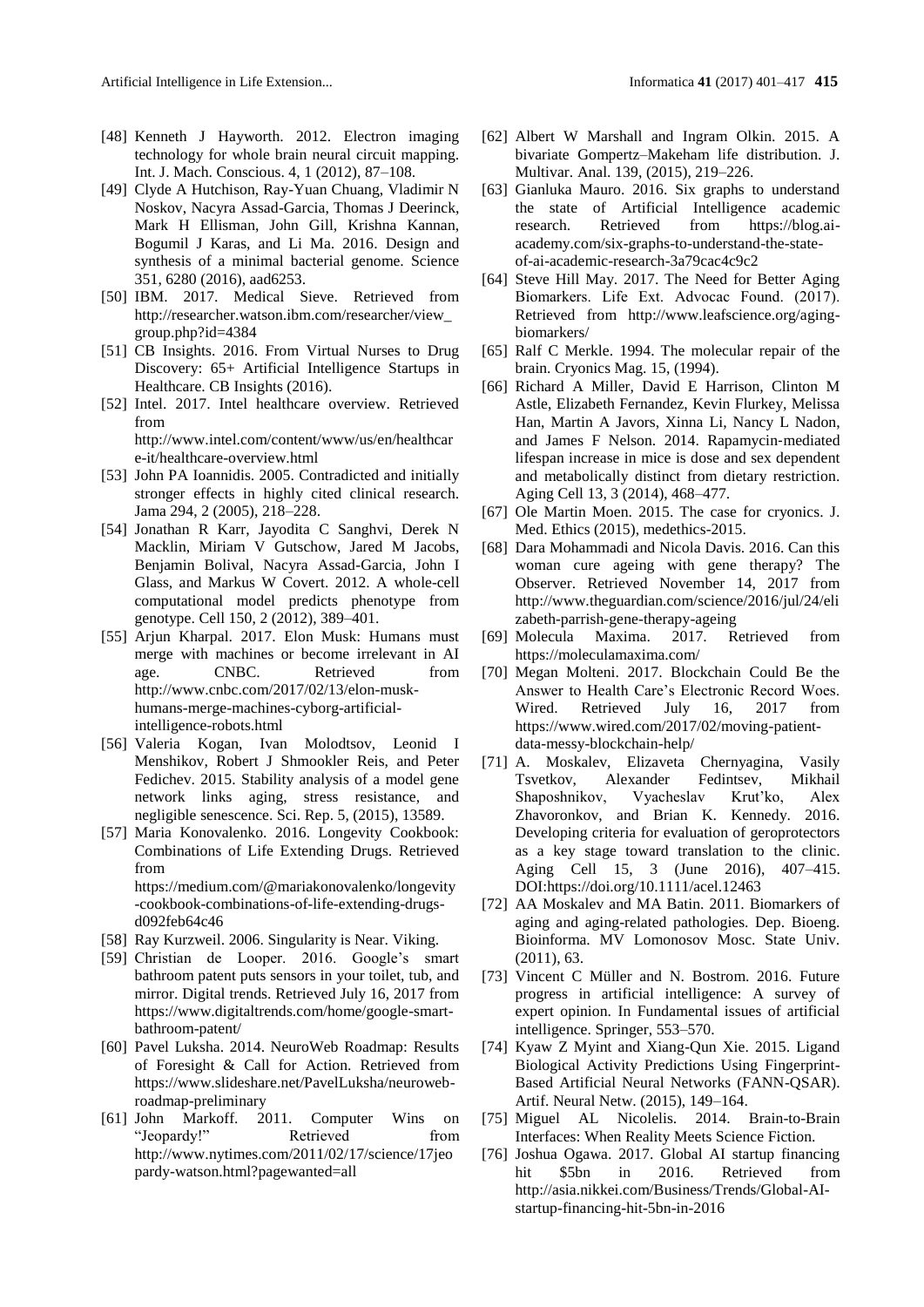[48] Kenneth J Hayworth. 2012. Electron imaging technology for whole brain neural circuit mapping. Int. J. Mach. Conscious. 4, 1 (2012), 87–108.

[49] Clyde A Hutchison, Ray-Yuan Chuang, Vladimir N Noskov, Nacyra Assad-Garcia, Thomas J Deerinck, Mark H Ellisman, John Gill, Krishna Kannan, Bogumil J Karas, and Li Ma. 2016. Design and synthesis of a minimal bacterial genome. Science 351, 6280 (2016), aad6253.

[50] IBM. 2017. Medical Sieve. Retrieved from http://researcher.watson.ibm.com/researcher/view_group.php?id=4384

[51] CB Insights. 2016. From Virtual Nurses to Drug Discovery: 65+ Artificial Intelligence Startups in Healthcare. CB Insights (2016).

[52] Intel. 2017. Intel healthcare overview. Retrieved from http://www.intel.com/content/www/us/en/healthcare-it/healthcare-overview.html

[53] John PA Ioannidis. 2005. Contradicted and initially stronger effects in highly cited clinical research. Jama 294, 2 (2005), 218–228.

[54] Jonathan R Karr, Jayodita C Sanghvi, Derek N Macklin, Miriam V Gutschow, Jared M Jacobs, Benjamin Bolival, Nacyra Assad-Garcia, John I Glass, and Markus W Covert. 2012. A whole-cell computational model predicts phenotype from genotype. Cell 150, 2 (2012), 389–401.

[55] Arjun Kharpal. 2017. Elon Musk: Humans must merge with machines or become irrelevant in AI age. CNBC. Retrieved from http://www.cnbc.com/2017/02/13/elon-musk-humans-merge-machines-cyborg-artificial-intelligence-robots.html

[56] Valeria Kogan, Ivan Molodtsov, Leonid I Menshikov, Robert J Shmookler Reis, and Peter Fedichev. 2015. Stability analysis of a model gene network links aging, stress resistance, and negligible senescence. Sci. Rep. 5, (2015), 13589.

[57] Maria Konovalenko. 2016. Longevity Cookbook: Combinations of Life Extending Drugs. Retrieved from https://medium.com/@mariakonovalenko/longevity-cookbook-combinations-of-life-extending-drugs-d092feb64c46

[58] Ray Kurzweil. 2006. Singularity is Near. Viking.

[59] Christian de Looper. 2016. Google's smart bathroom patent puts sensors in your toilet, tub, and mirror. Digital trends. Retrieved July 16, 2017 from https://www.digitaltrends.com/home/google-smart-bathroom-patent/

[60] Pavel Luksha. 2014. NeuroWeb Roadmap: Results of Foresight & Call for Action. Retrieved from https://www.slideshare.net/PavelLuksha/neuroweb-roadmap-preliminary

[61] John Markoff. 2011. Computer Wins on "Jeopardy!" Retrieved from http://www.nytimes.com/2011/02/17/science/17jeopardy-watson.html?pagewanted=all

[62] Albert W Marshall and Ingram Olkin. 2015. A bivariate Gompertz–Makeham life distribution. J. Multivar. Anal. 139, (2015), 219–226.

[63] Gianluka Mauro. 2016. Six graphs to understand the state of Artificial Intelligence academic research. Retrieved from https://blog.ai-academy.com/six-graphs-to-understand-the-state-of-ai-academic-research-3a79cac4c9c2

[64] Steve Hill May. 2017. The Need for Better Aging Biomarkers. Life Ext. Advocac Found. (2017). Retrieved from http://www.leafscience.org/aging-biomarkers/

[65] Ralf C Merkle. 1994. The molecular repair of the brain. Cryonics Mag. 15, (1994).

[66] Richard A Miller, David E Harrison, Clinton M Astle, Elizabeth Fernandez, Kevin Flurkey, Melissa Han, Martin A Javors, Xinna Li, Nancy L Nadon, and James F Nelson. 2014. Rapamycin-mediated lifespan increase in mice is dose and sex dependent and metabolically distinct from dietary restriction. Aging Cell 13, 3 (2014), 468–477.

[67] Ole Martin Moen. 2015. The case for cryonics. J. Med. Ethics (2015), medethics-2015.

[68] Dara Mohammadi and Nicola Davis. 2016. Can this woman cure ageing with gene therapy? The Observer. Retrieved November 14, 2017 from http://www.theguardian.com/science/2016/jul/24/elizabeth-parrish-gene-therapy-ageing

[69] Molecula Maxima. 2017. Retrieved from https://moleculamaxima.com/

[70] Megan Molteni. 2017. Blockchain Could Be the Answer to Health Care's Electronic Record Woes. Wired. Retrieved July 16, 2017 from https://www.wired.com/2017/02/moving-patient-data-messy-blockchain-help/

[71] A. Moskalev, Elizaveta Chernyagina, Vasily Tsvetkov, Alexander Fedintsev, Mikhail Shaposhnikov, Vyacheslav Krut'ko, Alex Zhavoronkov, and Brian K. Kennedy. 2016. Developing criteria for evaluation of geroprotectors as a key stage toward translation to the clinic. Aging Cell 15, 3 (June 2016), 407–415. DOI:https://doi.org/10.1111/acel.12463

[72] AA Moskalev and MA Batin. 2011. Biomarkers of aging and aging-related pathologies. Dep. Bioeng. Bioinforma. MV Lomonosov Mosc. State Univ. (2011), 63.

[73] Vincent C Müller and N. Bostrom. 2016. Future progress in artificial intelligence: A survey of expert opinion. In Fundamental issues of artificial intelligence. Springer, 553–570.

[74] Kyaw Z Myint and Xiang-Qun Xie. 2015. Ligand Biological Activity Predictions Using Fingerprint-Based Artificial Neural Networks (FANN-QSAR). Artif. Neural Netw. (2015), 149–164.

[75] Miguel AL Nicolelis. 2014. Brain-to-Brain Interfaces: When Reality Meets Science Fiction.

[76] Joshua Ogawa. 2017. Global AI startup financing hit $5bn in 2016. Retrieved from http://asia.nikkei.com/Business/Trends/Global-AI-startup-financing-hit-5bn-in-2016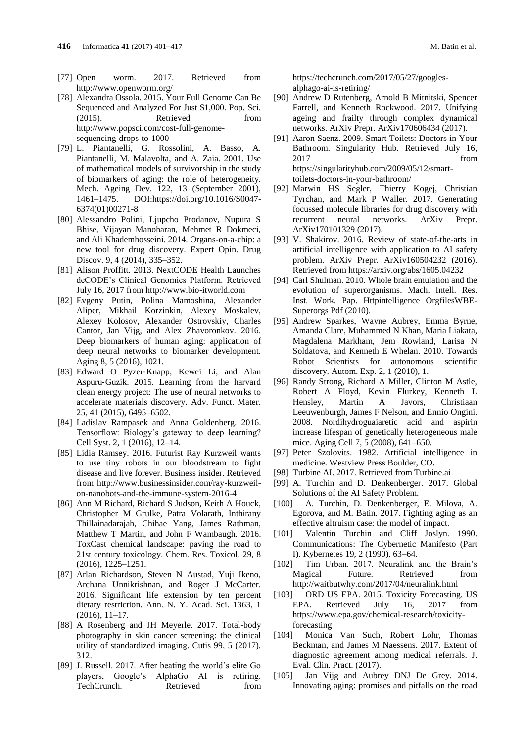[77] Open worm. 2017. Retrieved from http://www.openworm.org/

[78] Alexandra Ossola. 2015. Your Full Genome Can Be Sequenced and Analyzed For Just $1,000. Pop. Sci. (2015). Retrieved from http://www.popsci.com/cost-full-genome-sequencing-drops-to-1000

[79] L. Piantanelli, G. Rossolini, A. Basso, A. Piantanelli, M. Malavolta, and A. Zaia. 2001. Use of mathematical models of survivorship in the study of biomarkers of aging: the role of heterogeneity. Mech. Ageing Dev. 122, 13 (September 2001), 1461–1475. DOI:https://doi.org/10.1016/S0047-6374(01)00271-8

[80] Alessandro Polini, Ljupcho Prodanov, Nupura S Bhise, Vijayan Manoharan, Mehmet R Dokmeci, and Ali Khademhosseini. 2014. Organs-on-a-chip: a new tool for drug discovery. Expert Opin. Drug Discov. 9, 4 (2014), 335–352.

[81] Alison Proffitt. 2013. NextCODE Health Launches deCODE's Clinical Genomics Platform. Retrieved July 16, 2017 from http://www.bio-itworld.com

[82] Evgeny Putin, Polina Mamoshina, Alexander Aliper, Mikhail Korzinkin, Alexey Moskalev, Alexey Kolosov, Alexander Ostrovskiy, Charles Cantor, Jan Vijg, and Alex Zhavoronkov. 2016. Deep biomarkers of human aging: application of deep neural networks to biomarker development. Aging 8, 5 (2016), 1021.

[83] Edward O Pyzer-Knapp, Kewei Li, and Alan Aspuru-Guzik. 2015. Learning from the harvard clean energy project: The use of neural networks to accelerate materials discovery. Adv. Funct. Mater. 25, 41 (2015), 6495–6502.

[84] Ladislav Rampasek and Anna Goldenberg. 2016. Tensorflow: Biology's gateway to deep learning? Cell Syst. 2, 1 (2016), 12–14.

[85] Lidia Ramsey. 2016. Futurist Ray Kurzweil wants to use tiny robots in our bloodstream to fight disease and live forever. Business insider. Retrieved from http://www.businessinsider.com/ray-kurzweil-on-nanobots-and-the-immune-system-2016-4

[86] Ann M Richard, Richard S Judson, Keith A Houck, Christopher M Grulke, Patra Volarath, Inthirany Thillainadarajah, Chihae Yang, James Rathman, Matthew T Martin, and John F Wambaugh. 2016. ToxCast chemical landscape: paving the road to 21st century toxicology. Chem. Res. Toxicol. 29, 8 (2016), 1225–1251.

[87] Arlan Richardson, Steven N Austad, Yuji Ikeno, Archana Unnikrishnan, and Roger J McCarter. 2016. Significant life extension by ten percent dietary restriction. Ann. N. Y. Acad. Sci. 1363, 1 (2016), 11–17.

[88] A Rosenberg and JH Meyerle. 2017. Total-body photography in skin cancer screening: the clinical utility of standardized imaging. Cutis 99, 5 (2017), 312.

[89] J. Russell. 2017. After beating the world's elite Go players, Google's AlphaGo AI is retiring. TechCrunch. Retrieved from https://techcrunch.com/2017/05/27/googles-alphago-ai-is-retiring/

[90] Andrew D Rutenberg, Arnold B Mitnitski, Spencer Farrell, and Kenneth Rockwood. 2017. Unifying ageing and frailty through complex dynamical networks. ArXiv Prepr. ArXiv170606434 (2017).

[91] Aaron Saenz. 2009. Smart Toilets: Doctors in Your Bathroom. Singularity Hub. Retrieved July 16, 2017 from https://singularityhub.com/2009/05/12/smart-toilets-doctors-in-your-bathroom/

[92] Marwin HS Segler, Thierry Kogej, Christian Tyrchan, and Mark P Waller. 2017. Generating focussed molecule libraries for drug discovery with recurrent neural networks. ArXiv Prepr. ArXiv170101329 (2017).

[93] V. Shakirov. 2016. Review of state-of-the-arts in artificial intelligence with application to AI safety problem. ArXiv Prepr. ArXiv160504232 (2016). Retrieved from https://arxiv.org/abs/1605.04232

[94] Carl Shulman. 2010. Whole brain emulation and the evolution of superorganisms. Mach. Intell. Res. Inst. Work. Pap. Httpintelligence OrgfilesWBE-Superorgs Pdf (2010).

[95] Andrew Sparkes, Wayne Aubrey, Emma Byrne, Amanda Clare, Muhammed N Khan, Maria Liakata, Magdalena Markham, Jem Rowland, Larisa N Soldatova, and Kenneth E Whelan. 2010. Towards Robot Scientists for autonomous scientific discovery. Autom. Exp. 2, 1 (2010), 1.

[96] Randy Strong, Richard A Miller, Clinton M Astle, Robert A Floyd, Kevin Flurkey, Kenneth L Hensley, Martin A Javors, Christiaan Leeuwenburgh, James F Nelson, and Ennio Ongini. 2008. Nordihydroguaiaretic acid and aspirin increase lifespan of genetically heterogeneous male mice. Aging Cell 7, 5 (2008), 641–650.

[97] Peter Szolovits. 1982. Artificial intelligence in medicine. Westview Press Boulder, CO.

[98] Turbine AI. 2017. Retrieved from Turbine.ai

[99] A. Turchin and D. Denkenberger. 2017. Global Solutions of the AI Safety Problem.

[100] A. Turchin, D. Denkenberger, E. Milova, A. Egorova, and M. Batin. 2017. Fighting aging as an effective altruism case: the model of impact.

[101] Valentin Turchin and Cliff Joslyn. 1990. Communications: The Cybernetic Manifesto (Part I). Kybernetes 19, 2 (1990), 63–64.

[102] Tim Urban. 2017. Neuralink and the Brain's Magical Future. Retrieved from http://waitbutwhy.com/2017/04/neuralink.html

[103] ORD US EPA. 2015. Toxicity Forecasting. US EPA. Retrieved July 16, 2017 from https://www.epa.gov/chemical-research/toxicity-forecasting

[104] Monica Van Such, Robert Lohr, Thomas Beckman, and James M Naessens. 2017. Extent of diagnostic agreement among medical referrals. J. Eval. Clin. Pract. (2017).

[105] Jan Vijg and Aubrey DNJ De Grey. 2014. Innovating aging: promises and pitfalls on the road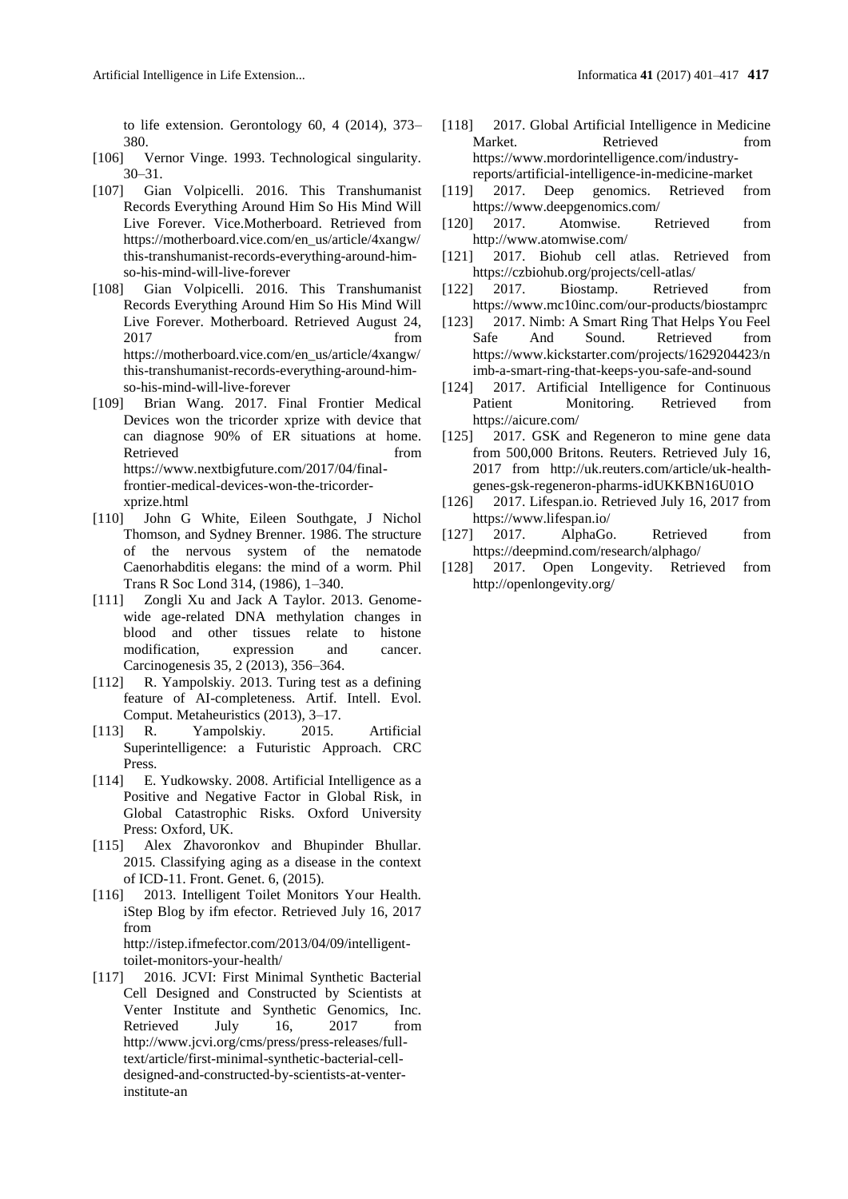to life extension. Gerontology 60, 4 (2014), 373–380.

[106] Vernor Vinge. 1993. Technological singularity. 30–31.

[107] Gian Volpicelli. 2016. This Transhumanist Records Everything Around Him So His Mind Will Live Forever. Vice.Motherboard. Retrieved from https://motherboard.vice.com/en_us/article/4xangw/this-transhumanist-records-everything-around-him-so-his-mind-will-live-forever

[108] Gian Volpicelli. 2016. This Transhumanist Records Everything Around Him So His Mind Will Live Forever. Motherboard. Retrieved August 24, 2017 from https://motherboard.vice.com/en_us/article/4xangw/this-transhumanist-records-everything-around-him-so-his-mind-will-live-forever

[109] Brian Wang. 2017. Final Frontier Medical Devices won the tricorder xprize with device that can diagnose 90% of ER situations at home. Retrieved from https://www.nextbigfuture.com/2017/04/final-frontier-medical-devices-won-the-tricorder-xprize.html

[110] John G White, Eileen Southgate, J Nichol Thomson, and Sydney Brenner. 1986. The structure of the nervous system of the nematode Caenorhabditis elegans: the mind of a worm. Phil Trans R Soc Lond 314, (1986), 1–340.

[111] Zongli Xu and Jack A Taylor. 2013. Genome-wide age-related DNA methylation changes in blood and other tissues relate to histone modification, expression and cancer. Carcinogenesis 35, 2 (2013), 356–364.

[112] R. Yampolskiy. 2013. Turing test as a defining feature of AI-completeness. Artif. Intell. Evol. Comput. Metaheuristics (2013), 3–17.

[113] R. Yampolskiy. 2015. Artificial Superintelligence: a Futuristic Approach. CRC Press.

[114] E. Yudkowsky. 2008. Artificial Intelligence as a Positive and Negative Factor in Global Risk, in Global Catastrophic Risks. Oxford University Press: Oxford, UK.

[115] Alex Zhavoronkov and Bhupinder Bhullar. 2015. Classifying aging as a disease in the context of ICD-11. Front. Genet. 6, (2015).

[116] 2013. Intelligent Toilet Monitors Your Health. iStep Blog by ifm efector. Retrieved July 16, 2017 from http://istep.ifmefector.com/2013/04/09/intelligent-toilet-monitors-your-health/

[117] 2016. JCVI: First Minimal Synthetic Bacterial Cell Designed and Constructed by Scientists at Venter Institute and Synthetic Genomics, Inc. Retrieved July 16, 2017 from http://www.jcvi.org/cms/press/press-releases/full-text/article/first-minimal-synthetic-bacterial-cell-designed-and-constructed-by-scientists-at-venter-institute-an

[118] 2017. Global Artificial Intelligence in Medicine Market. Retrieved from https://www.mordorintelligence.com/industry-reports/artificial-intelligence-in-medicine-market

[119] 2017. Deep genomics. Retrieved from https://www.deepgenomics.com/

[120] 2017. Atomwise. Retrieved from http://www.atomwise.com/

[121] 2017. Biohub cell atlas. Retrieved from https://czbiohub.org/projects/cell-atlas/

[122] 2017. Biostamp. Retrieved from https://www.mc10inc.com/our-products/biostamprc

[123] 2017. Nimb: A Smart Ring That Helps You Feel Safe And Sound. Retrieved from https://www.kickstarter.com/projects/1629204423/nimb-a-smart-ring-that-keeps-you-safe-and-sound

[124] 2017. Artificial Intelligence for Continuous Patient Monitoring. Retrieved from https://aicure.com/

[125] 2017. GSK and Regeneron to mine gene data from 500,000 Britons. Reuters. Retrieved July 16, 2017 from http://uk.reuters.com/article/uk-health-genes-gsk-regeneron-pharms-idUKKBN16U01O

[126] 2017. Lifespan.io. Retrieved July 16, 2017 from https://www.lifespan.io/

[127] 2017. AlphaGo. Retrieved from https://deepmind.com/research/alphago/

[128] 2017. Open Longevity. Retrieved from http://openlongevity.org/